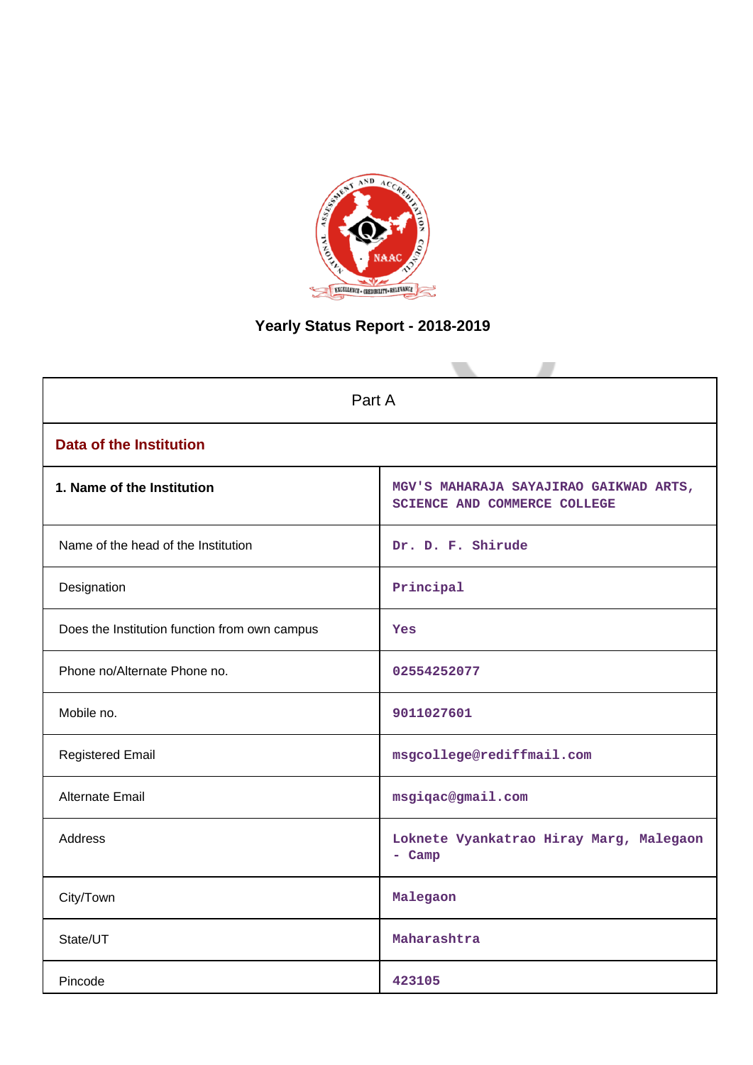# Yearly Status Report - 2018-2019

| Part A | |
|---|---|
| **Data of the Institution** | |
| **1. Name of the Institution** | MGV'S MAHARAJA SAYAJIRAO GAIKWAD ARTS, SCIENCE AND COMMERCE COLLEGE |
| Name of the head of the Institution | Dr. D. F. Shirude |
| Designation | Principal |
| Does the Institution function from own campus | Yes |
| Phone no/Alternate Phone no. | 02554252077 |
| Mobile no. | 9011027601 |
| Registered Email | msgcollege@rediffmail.com |
| Alternate Email | msgiqac@gmail.com |
| Address | Loknete Vyankatrao Hiray Marg, Malegaon - Camp |
| City/Town | Malegaon |
| State/UT | Maharashtra |
| Pincode | 423105 |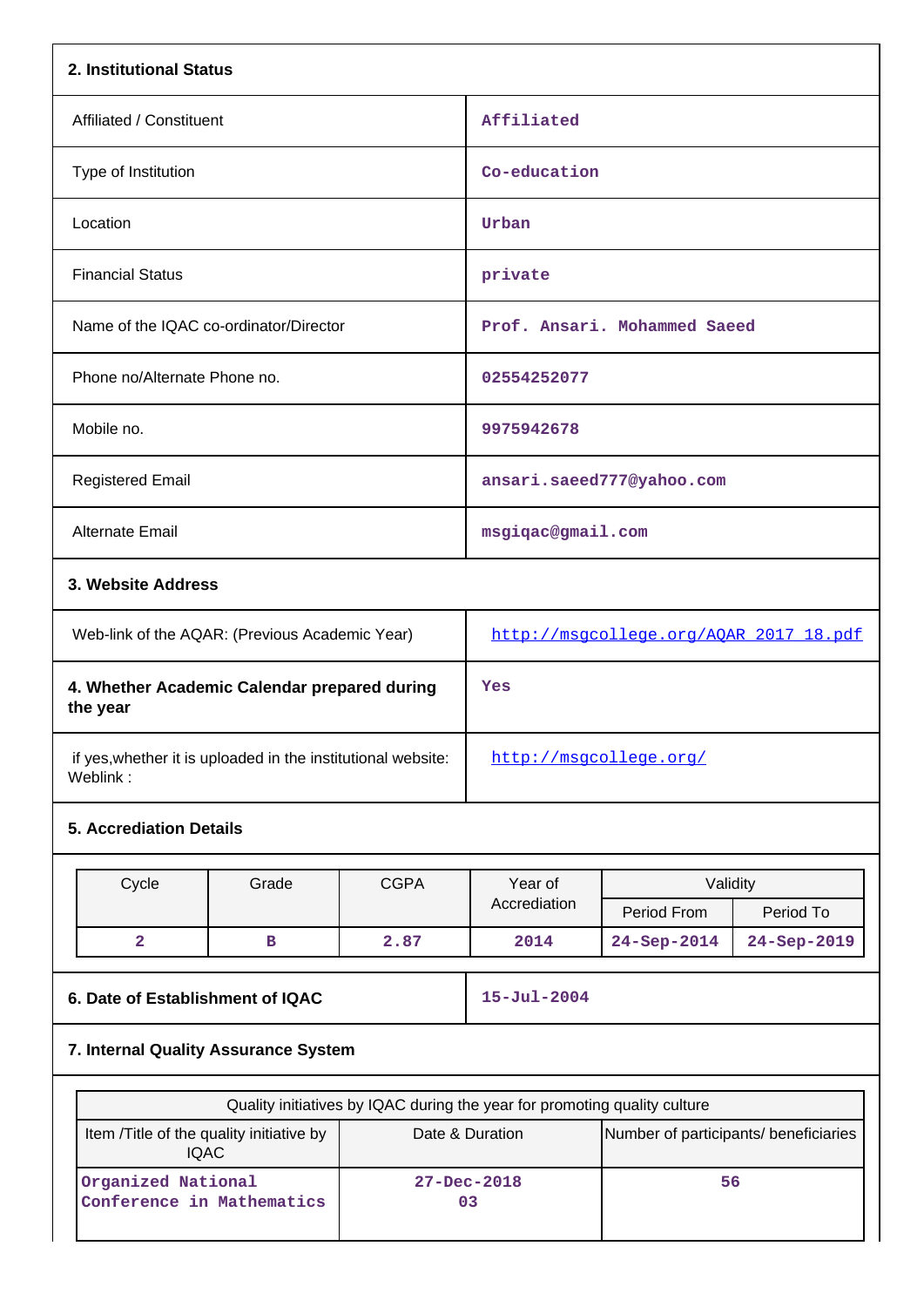## 2. Institutional Status

| | |
|---|---|
| Affiliated / Constituent | Affiliated |
| Type of Institution | Co-education |
| Location | Urban |
| Financial Status | private |
| Name of the IQAC co-ordinator/Director | Prof. Ansari. Mohammed Saeed |
| Phone no/Alternate Phone no. | 02554252077 |
| Mobile no. | 9975942678 |
| Registered Email | ansari.saeed777@yahoo.com |
| Alternate Email | msgiqac@gmail.com |

## 3. Website Address

| | |
|---|---|
| Web-link of the AQAR: (Previous Academic Year) | http://msgcollege.org/AQAR_2017_18.pdf |
| **4. Whether Academic Calendar prepared during the year** | Yes |
| if yes,whether it is uploaded in the institutional website: Weblink : | http://msgcollege.org/ |

## 5. Accreditation Details

| Cycle | Grade | CGPA | Year of Accrediation | Validity | |
|---|---|---|---|---|---|
| | | | | Period From | Period To |
| 2 | B | 2.87 | 2014 | 24-Sep-2014 | 24-Sep-2019 |

| | |
|---|---|
| **6. Date of Establishment of IQAC** | 15-Jul-2004 |

## 7. Internal Quality Assurance System

| Quality initiatives by IQAC during the year for promoting quality culture | | |
|---|---|---|
| Item /Title of the quality initiative by IQAC | Date & Duration | Number of participants/ beneficiaries |
| Organized National Conference in Mathematics | 27-Dec-2018<br>03 | 56 |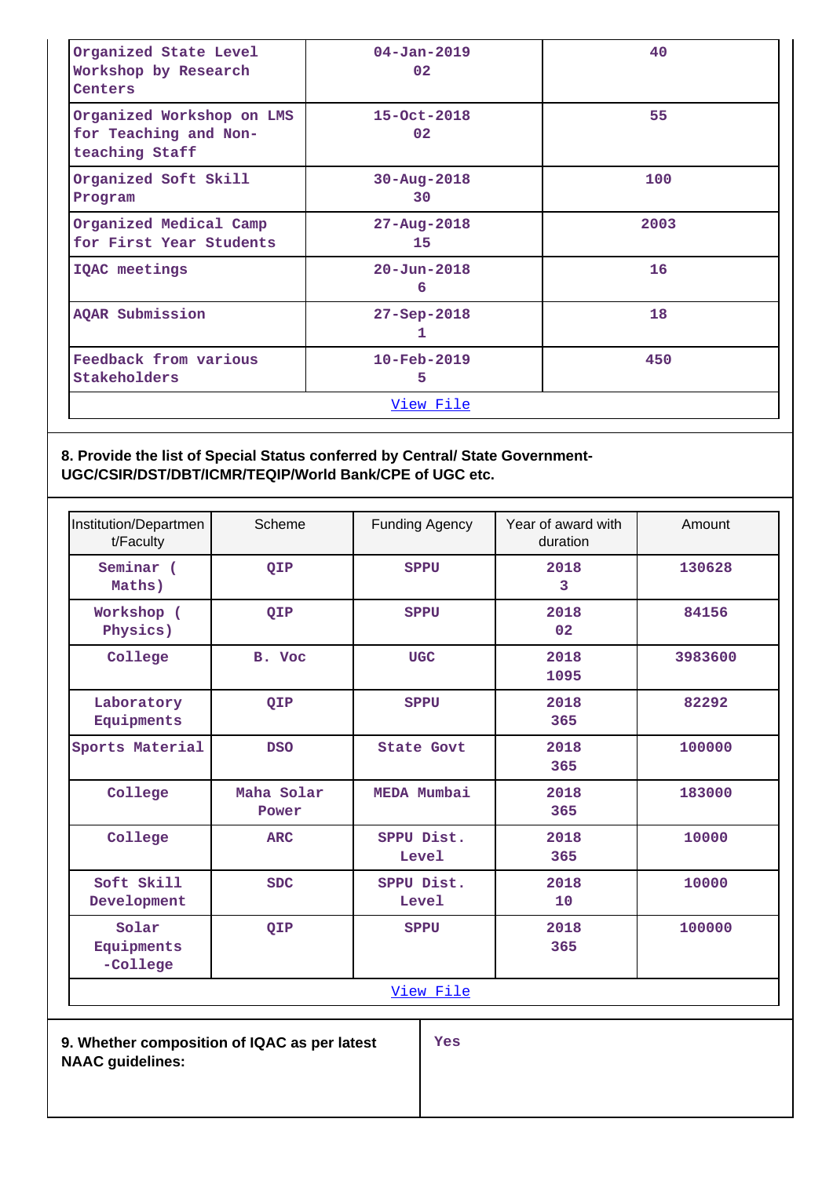| | | |
|---|---|---|
| Organized State Level Workshop by Research Centers | 04-Jan-2019<br>02 | 40 |
| Organized Workshop on LMS for Teaching and Non-teaching Staff | 15-Oct-2018<br>02 | 55 |
| Organized Soft Skill Program | 30-Aug-2018<br>30 | 100 |
| Organized Medical Camp for First Year Students | 27-Aug-2018<br>15 | 2003 |
| IQAC meetings | 20-Jun-2018<br>6 | 16 |
| AQAR Submission | 27-Sep-2018<br>1 | 18 |
| Feedback from various Stakeholders | 10-Feb-2019<br>5 | 450 |
| View File | | |

**8. Provide the list of Special Status conferred by Central/ State Government- UGC/CSIR/DST/DBT/ICMR/TEQIP/World Bank/CPE of UGC etc.**

| Institution/Department/Faculty | Scheme | Funding Agency | Year of award with duration | Amount |
|---|---|---|---|---|
| Seminar ( Maths) | QIP | SPPU | 2018<br>3 | 130628 |
| Workshop ( Physics) | QIP | SPPU | 2018<br>02 | 84156 |
| College | B. Voc | UGC | 2018<br>1095 | 3983600 |
| Laboratory Equipments | QIP | SPPU | 2018<br>365 | 82292 |
| Sports Material | DSO | State Govt | 2018<br>365 | 100000 |
| College | Maha Solar Power | MEDA Mumbai | 2018<br>365 | 183000 |
| College | ARC | SPPU Dist. Level | 2018<br>365 | 10000 |
| Soft Skill Development | SDC | SPPU Dist. Level | 2018<br>10 | 10000 |
| Solar Equipments -College | QIP | SPPU | 2018<br>365 | 100000 |
| View File | | | | |

| | |
|---|---|
| **9. Whether composition of IQAC as per latest NAAC guidelines:** | Yes |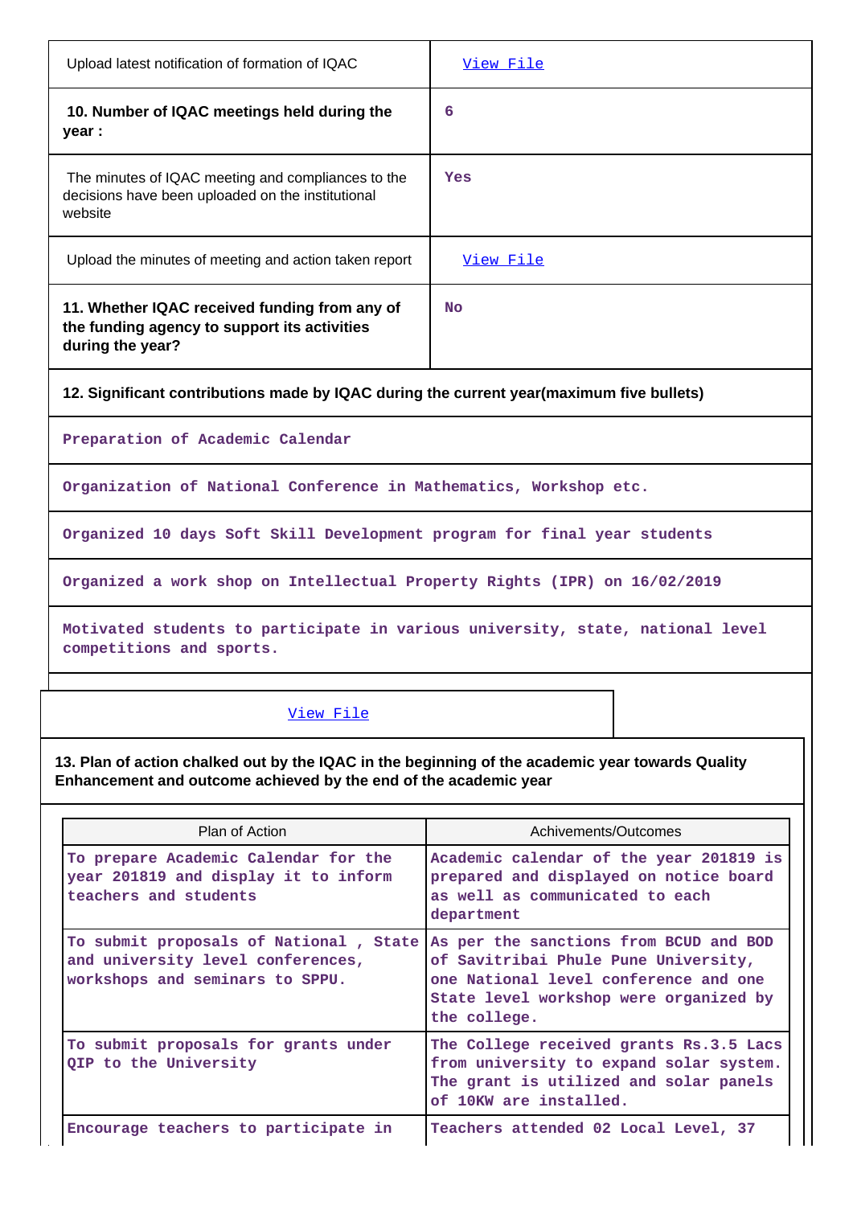| | |
|---|---|
| Upload latest notification of formation of IQAC | View File |
| **10. Number of IQAC meetings held during the year :** | 6 |
| The minutes of IQAC meeting and compliances to the decisions have been uploaded on the institutional website | Yes |
| Upload the minutes of meeting and action taken report | View File |
| **11. Whether IQAC received funding from any of the funding agency to support its activities during the year?** | No |

**12. Significant contributions made by IQAC during the current year(maximum five bullets)**

| |
|---|
| Preparation of Academic Calendar |
| Organization of National Conference in Mathematics, Workshop etc. |
| Organized 10 days Soft Skill Development program for final year students |
| Organized a work shop on Intellectual Property Rights (IPR) on 16/02/2019 |
| Motivated students to participate in various university, state, national level competitions and sports. |

View File

**13. Plan of action chalked out by the IQAC in the beginning of the academic year towards Quality Enhancement and outcome achieved by the end of the academic year**

| Plan of Action | Achivements/Outcomes |
|---|---|
| To prepare Academic Calendar for the year 201819 and display it to inform teachers and students | Academic calendar of the year 201819 is prepared and displayed on notice board as well as communicated to each department |
| To submit proposals of National , State and university level conferences, workshops and seminars to SPPU. | As per the sanctions from BCUD and BOD of Savitribai Phule Pune University, one National level conference and one State level workshop were organized by the college. |
| To submit proposals for grants under QIP to the University | The College received grants Rs.3.5 Lacs from university to expand solar system. The grant is utilized and solar panels of 10KW are installed. |
| Encourage teachers to participate in | Teachers attended 02 Local Level, 37 |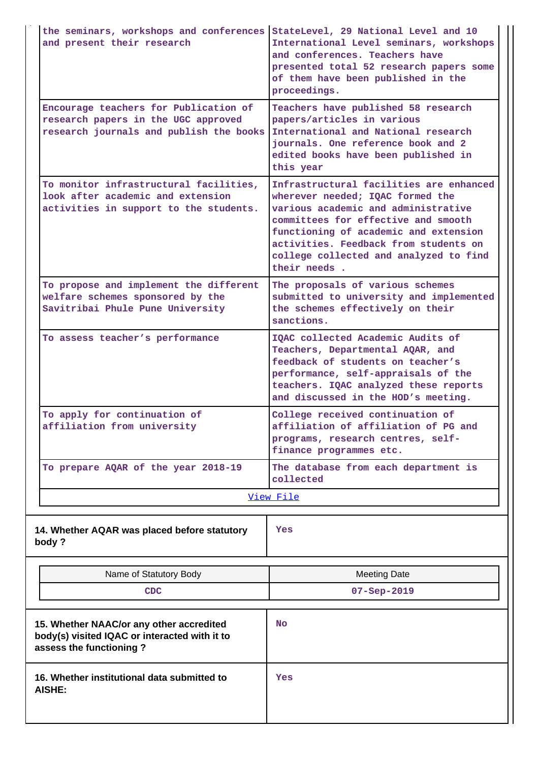| | |
|---|---|
| the seminars, workshops and conferences and present their research | StateLevel, 29 National Level and 10 International Level seminars, workshops and conferences. Teachers have presented total 52 research papers some of them have been published in the proceedings. |
| Encourage teachers for Publication of research papers in the UGC approved research journals and publish the books | Teachers have published 58 research papers/articles in various International and National research journals. One reference book and 2 edited books have been published in this year |
| To monitor infrastructural facilities, look after academic and extension activities in support to the students. | Infrastructural facilities are enhanced wherever needed; IQAC formed the various academic and administrative committees for effective and smooth functioning of academic and extension activities. Feedback from students on college collected and analyzed to find their needs . |
| To propose and implement the different welfare schemes sponsored by the Savitribai Phule Pune University | The proposals of various schemes submitted to university and implemented the schemes effectively on their sanctions. |
| To assess teacher's performance | IQAC collected Academic Audits of Teachers, Departmental AQAR, and feedback of students on teacher's performance, self-appraisals of the teachers. IQAC analyzed these reports and discussed in the HOD's meeting. |
| To apply for continuation of affiliation from university | College received continuation of affiliation of affiliation of PG and programs, research centres, self-finance programmes etc. |
| To prepare AQAR of the year 2018-19 | The database from each department is collected |

View File

| | |
|---|---|
| **14. Whether AQAR was placed before statutory body ?** | Yes |

| Name of Statutory Body | Meeting Date |
|---|---|
| CDC | 07-Sep-2019 |

| | |
|---|---|
| **15. Whether NAAC/or any other accredited body(s) visited IQAC or interacted with it to assess the functioning ?** | No |
| **16. Whether institutional data submitted to AISHE:** | Yes |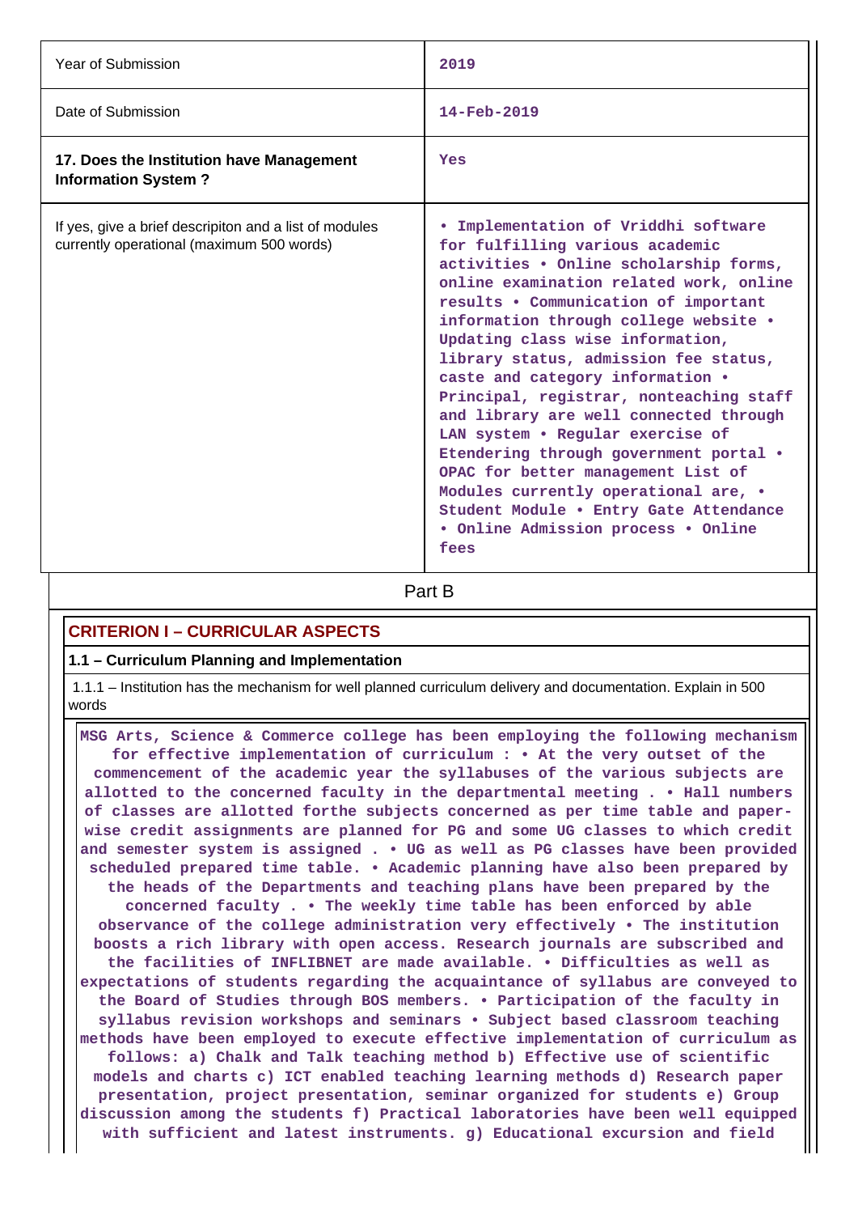| | |
|---|---|
| Year of Submission | 2019 |
| Date of Submission | 14-Feb-2019 |
| **17. Does the Institution have Management Information System ?** | Yes |
| If yes, give a brief descripiton and a list of modules currently operational (maximum 500 words) | • Implementation of Vrriddhi software for fulfilling various academic activities • Online scholarship forms, online examination related work, online results • Communication of important information through college website • Updating class wise information, library status, admission fee status, caste and category information • Principal, registrar, nonteaching staff and library are well connected through LAN system • Regular exercise of Etendering through government portal • OPAC for better management List of Modules currently operational are, • Student Module • Entry Gate Attendance • Online Admission process • Online fees |

## Part B

### CRITERION I – CURRICULAR ASPECTS

#### 1.1 – Curriculum Planning and Implementation

1.1.1 – Institution has the mechanism for well planned curriculum delivery and documentation. Explain in 500 words

MSG Arts, Science & Commerce college has been employing the following mechanism for effective implementation of curriculum : • At the very outset of the commencement of the academic year the syllabuses of the various subjects are allotted to the concerned faculty in the departmental meeting . • Hall numbers of classes are allotted forthe subjects concerned as per time table and paper-wise credit assignments are planned for PG and some UG classes to which credit and semester system is assigned . • UG as well as PG classes have been provided scheduled prepared time table. • Academic planning have also been prepared by the heads of the Departments and teaching plans have been prepared by the concerned faculty . • The weekly time table has been enforced by able observance of the college administration very effectively • The institution boosts a rich library with open access. Research journals are subscribed and the facilities of INFLIBNET are made available. • Difficulties as well as expectations of students regarding the acquaintance of syllabus are conveyed to the Board of Studies through BOS members. • Participation of the faculty in syllabus revision workshops and seminars • Subject based classroom teaching methods have been employed to execute effective implementation of curriculum as follows: a) Chalk and Talk teaching method b) Effective use of scientific models and charts c) ICT enabled teaching learning methods d) Research paper presentation, project presentation, seminar organized for students e) Group discussion among the students f) Practical laboratories have been well equipped with sufficient and latest instruments. g) Educational excursion and field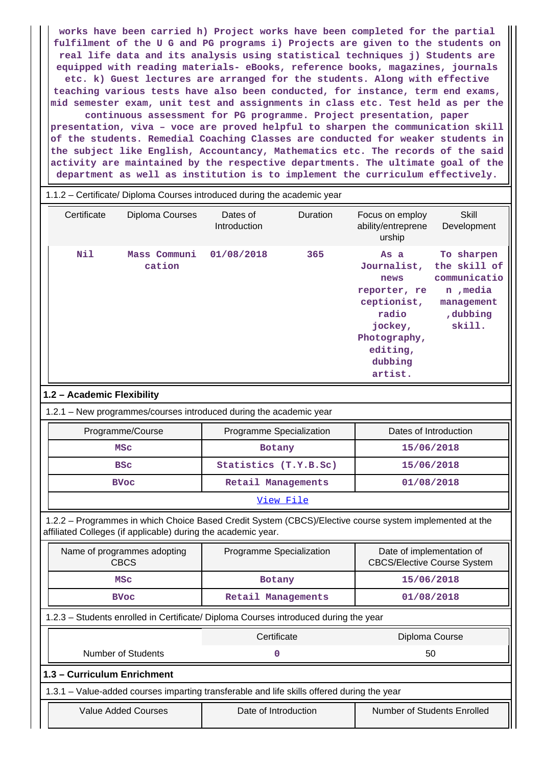works have been carried h) Project works have been completed for the partial fulfilment of the U G and PG programs i) Projects are given to the students on real life data and its analysis using statistical techniques j) Students are equipped with reading materials- eBooks, reference books, magazines, journals etc. k) Guest lectures are arranged for the students. Along with effective teaching various tests have also been conducted, for instance, term end exams, mid semester exam, unit test and assignments in class etc. Test held as per the continuous assessment for PG programme. Project presentation, paper presentation, viva – voce are proved helpful to sharpen the communication skill of the students. Remedial Coaching Classes are conducted for weaker students in the subject like English, Accountancy, Mathematics etc. The records of the said activity are maintained by the respective departments. The ultimate goal of the department as well as institution is to implement the curriculum effectively.

1.1.2 – Certificate/ Diploma Courses introduced during the academic year

| Certificate | Diploma Courses | Dates of Introduction | Duration | Focus on employ ability/entreprene urship | Skill Development |
|---|---|---|---|---|---|
| Nil | Mass Communi cation | 01/08/2018 | 365 | As a Journalist, news reporter, re ceptionist, radio jockey, Photography, editing, dubbing artist. | To sharpen the skill of communicatio n ,media management ,dubbing skill. |

## 1.2 – Academic Flexibility

1.2.1 – New programmes/courses introduced during the academic year

| Programme/Course | Programme Specialization | Dates of Introduction |
|---|---|---|
| MSc | Botany | 15/06/2018 |
| BSc | Statistics (T.Y.B.Sc) | 15/06/2018 |
| BVoc | Retail Managements | 01/08/2018 |
| View File | | |

1.2.2 – Programmes in which Choice Based Credit System (CBCS)/Elective course system implemented at the affiliated Colleges (if applicable) during the academic year.

| Name of programmes adopting CBCS | Programme Specialization | Date of implementation of CBCS/Elective Course System |
|---|---|---|
| MSc | Botany | 15/06/2018 |
| BVoc | Retail Managements | 01/08/2018 |

1.2.3 – Students enrolled in Certificate/ Diploma Courses introduced during the year

| | Certificate | Diploma Course |
|---|---|---|
| Number of Students | 0 | 50 |

## 1.3 – Curriculum Enrichment

1.3.1 – Value-added courses imparting transferable and life skills offered during the year

| Value Added Courses | Date of Introduction | Number of Students Enrolled |
|---|---|---|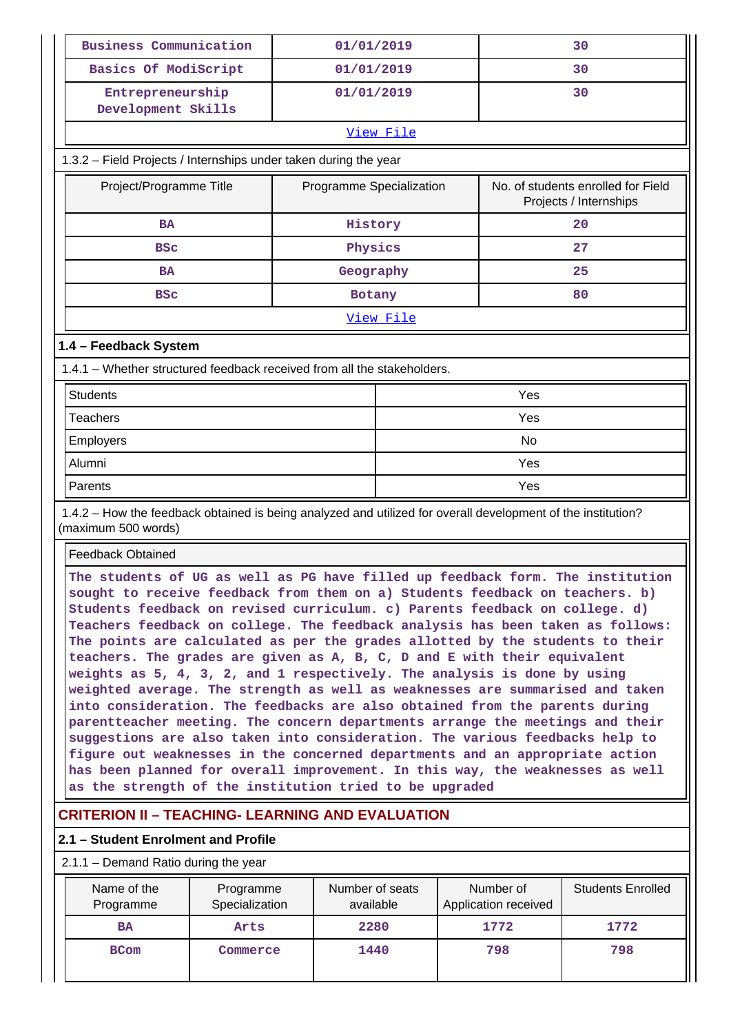| Business Communication | 01/01/2019 | 30 |
|---|---|---|
| Basics Of ModiScript | 01/01/2019 | 30 |
| Entrepreneurship Development Skills | 01/01/2019 | 30 |
| View File | | |

1.3.2 – Field Projects / Internships under taken during the year

| Project/Programme Title | Programme Specialization | No. of students enrolled for Field Projects / Internships |
|---|---|---|
| BA | History | 20 |
| BSc | Physics | 27 |
| BA | Geography | 25 |
| BSc | Botany | 80 |
| View File | | |

**1.4 – Feedback System**

1.4.1 – Whether structured feedback received from all the stakeholders.

| Students | Yes |
|---|---|
| Teachers | Yes |
| Employers | No |
| Alumni | Yes |
| Parents | Yes |

1.4.2 – How the feedback obtained is being analyzed and utilized for overall development of the institution? (maximum 500 words)

Feedback Obtained

The students of UG as well as PG have filled up feedback form. The institution sought to receive feedback from them on a) Students feedback on teachers. b) Students feedback on revised curriculum. c) Parents feedback on college. d) Teachers feedback on college. The feedback analysis has been taken as follows: The points are calculated as per the grades allotted by the students to their teachers. The grades are given as A, B, C, D and E with their equivalent weights as 5, 4, 3, 2, and 1 respectively. The analysis is done by using weighted average. The strength as well as weaknesses are summarised and taken into consideration. The feedbacks are also obtained from the parents during parentteacher meeting. The concern departments arrange the meetings and their suggestions are also taken into consideration. The various feedbacks help to figure out weaknesses in the concerned departments and an appropriate action has been planned for overall improvement. In this way, the weaknesses as well as the strength of the institution tried to be upgraded

## CRITERION II – TEACHING- LEARNING AND EVALUATION

**2.1 – Student Enrolment and Profile**

2.1.1 – Demand Ratio during the year

| Name of the Programme | Programme Specialization | Number of seats available | Number of Application received | Students Enrolled |
|---|---|---|---|---|
| BA | Arts | 2280 | 1772 | 1772 |
| BCom | Commerce | 1440 | 798 | 798 |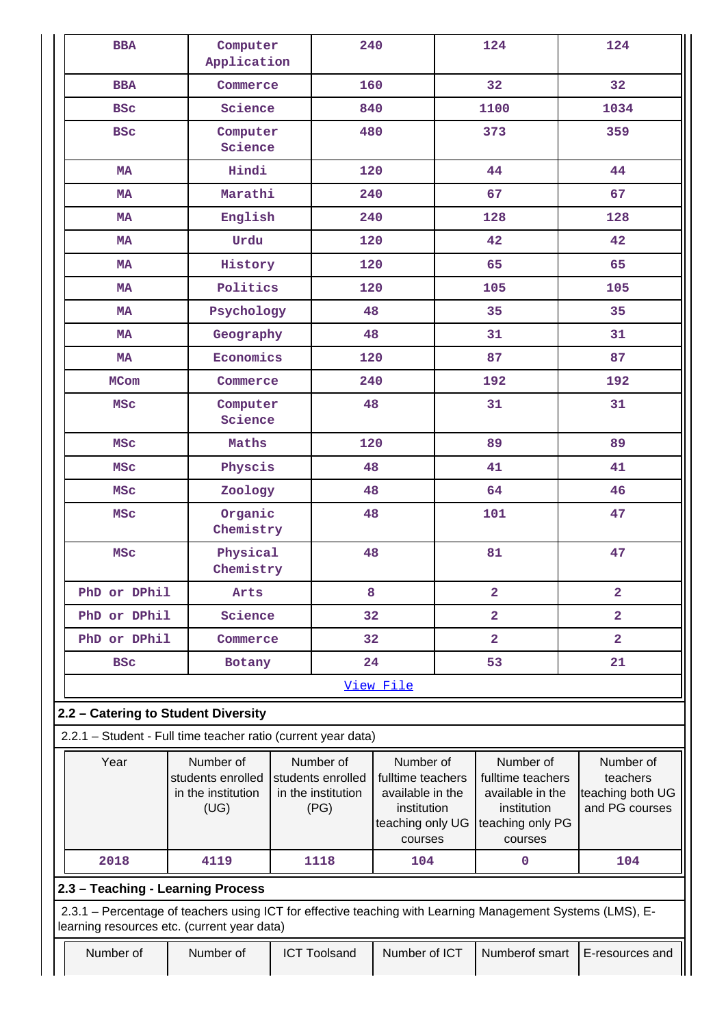| BBA | Computer Application | 240 | 124 | 124 |
|---|---|---|---|---|
| BBA | Commerce | 160 | 32 | 32 |
| BSc | Science | 840 | 1100 | 1034 |
| BSc | Computer Science | 480 | 373 | 359 |
| MA | Hindi | 120 | 44 | 44 |
| MA | Marathi | 240 | 67 | 67 |
| MA | English | 240 | 128 | 128 |
| MA | Urdu | 120 | 42 | 42 |
| MA | History | 120 | 65 | 65 |
| MA | Politics | 120 | 105 | 105 |
| MA | Psychology | 48 | 35 | 35 |
| MA | Geography | 48 | 31 | 31 |
| MA | Economics | 120 | 87 | 87 |
| MCom | Commerce | 240 | 192 | 192 |
| MSc | Computer Science | 48 | 31 | 31 |
| MSc | Maths | 120 | 89 | 89 |
| MSc | Physcis | 48 | 41 | 41 |
| MSc | Zoology | 48 | 64 | 46 |
| MSc | Organic Chemistry | 48 | 101 | 47 |
| MSc | Physical Chemistry | 48 | 81 | 47 |
| PhD or DPhil | Arts | 8 | 2 | 2 |
| PhD or DPhil | Science | 32 | 2 | 2 |
| PhD or DPhil | Commerce | 32 | 2 | 2 |
| BSc | Botany | 24 | 53 | 21 |

View File

**2.2 – Catering to Student Diversity**

2.2.1 – Student - Full time teacher ratio (current year data)

| Year | Number of students enrolled in the institution (UG) | Number of students enrolled in the institution (PG) | Number of fulltime teachers available in the institution teaching only UG courses | Number of fulltime teachers available in the institution teaching only PG courses | Number of teachers teaching both UG and PG courses |
|---|---|---|---|---|---|
| 2018 | 4119 | 1118 | 104 | 0 | 104 |

**2.3 – Teaching - Learning Process**

2.3.1 – Percentage of teachers using ICT for effective teaching with Learning Management Systems (LMS), E-learning resources etc. (current year data)

| Number of | Number of | ICT Toolsand | Number of ICT | Numberof smart | E-resources and |
|---|---|---|---|---|---|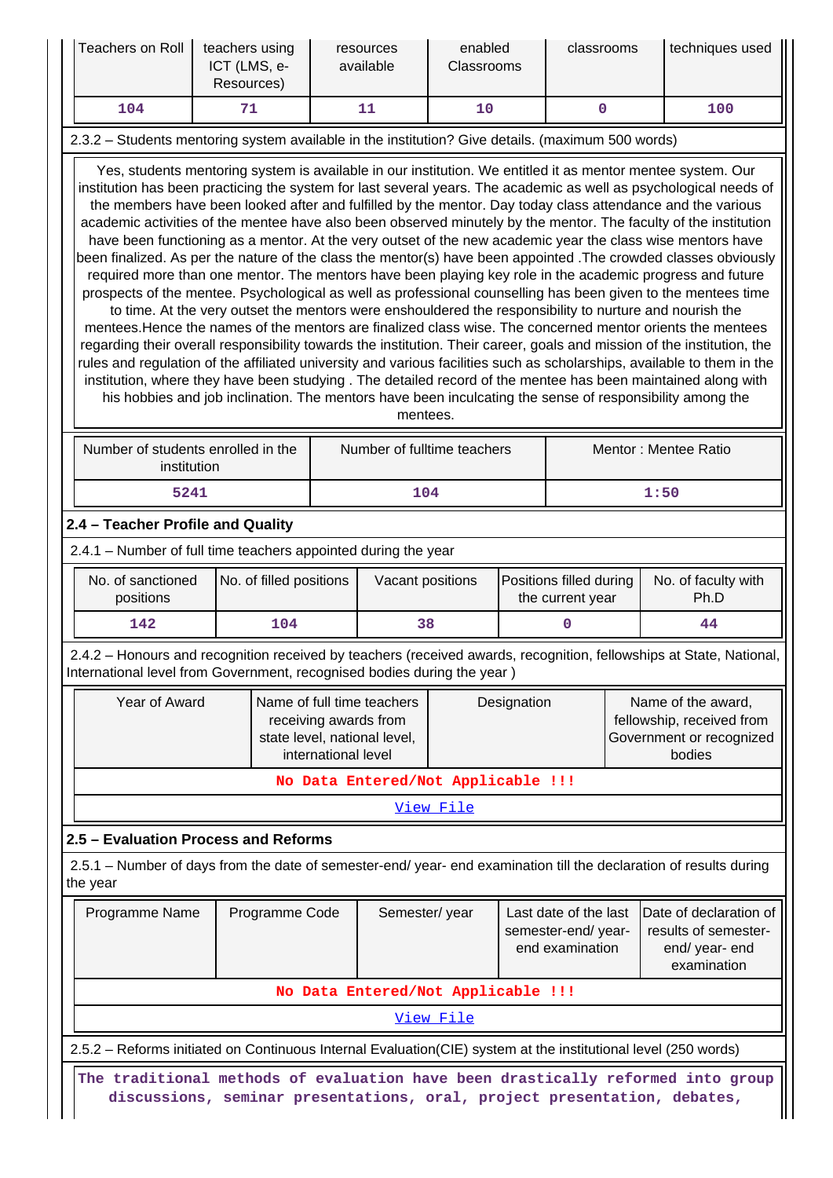| Teachers on Roll | teachers using ICT (LMS, e-Resources) | resources available | enabled Classrooms | classrooms | techniques used |
|---|---|---|---|---|---|
| 104 | 71 | 11 | 10 | 0 | 100 |

2.3.2 – Students mentoring system available in the institution? Give details. (maximum 500 words)

Yes, students mentoring system is available in our institution. We entitled it as mentor mentee system. Our institution has been practicing the system for last several years. The academic as well as psychological needs of the members have been looked after and fulfilled by the mentor. Day today class attendance and the various academic activities of the mentee have also been observed minutely by the mentor. The faculty of the institution have been functioning as a mentor. At the very outset of the new academic year the class wise mentors have been finalized. As per the nature of the class the mentor(s) have been appointed .The crowded classes obviously required more than one mentor. The mentors have been playing key role in the academic progress and future prospects of the mentee. Psychological as well as professional counselling has been given to the mentees time to time. At the very outset the mentors were enshouldered the responsibility to nurture and nourish the mentees.Hence the names of the mentors are finalized class wise. The concerned mentor orients the mentees regarding their overall responsibility towards the institution. Their career, goals and mission of the institution, the rules and regulation of the affiliated university and various facilities such as scholarships, available to them in the institution, where they have been studying . The detailed record of the mentee has been maintained along with his hobbies and job inclination. The mentors have been inculcating the sense of responsibility among the mentees.

| Number of students enrolled in the institution | Number of fulltime teachers | Mentor : Mentee Ratio |
|---|---|---|
| 5241 | 104 | 1:50 |

## 2.4 – Teacher Profile and Quality

2.4.1 – Number of full time teachers appointed during the year

| No. of sanctioned positions | No. of filled positions | Vacant positions | Positions filled during the current year | No. of faculty with Ph.D |
|---|---|---|---|---|
| 142 | 104 | 38 | 0 | 44 |

2.4.2 – Honours and recognition received by teachers (received awards, recognition, fellowships at State, National, International level from Government, recognised bodies during the year )

| Year of Award | Name of full time teachers receiving awards from state level, national level, international level | Designation | Name of the award, fellowship, received from Government or recognized bodies |
|---|---|---|---|
| No Data Entered/Not Applicable !!! | | | |
| View File | | | |

## 2.5 – Evaluation Process and Reforms

2.5.1 – Number of days from the date of semester-end/ year- end examination till the declaration of results during the year

| Programme Name | Programme Code | Semester/ year | Last date of the last semester-end/ year- end examination | Date of declaration of results of semester-end/ year- end examination |
|---|---|---|---|---|
| No Data Entered/Not Applicable !!! | | | | |
| View File | | | | |

2.5.2 – Reforms initiated on Continuous Internal Evaluation(CIE) system at the institutional level (250 words)

The traditional methods of evaluation have been drastically reformed into group discussions, seminar presentations, oral, project presentation, debates,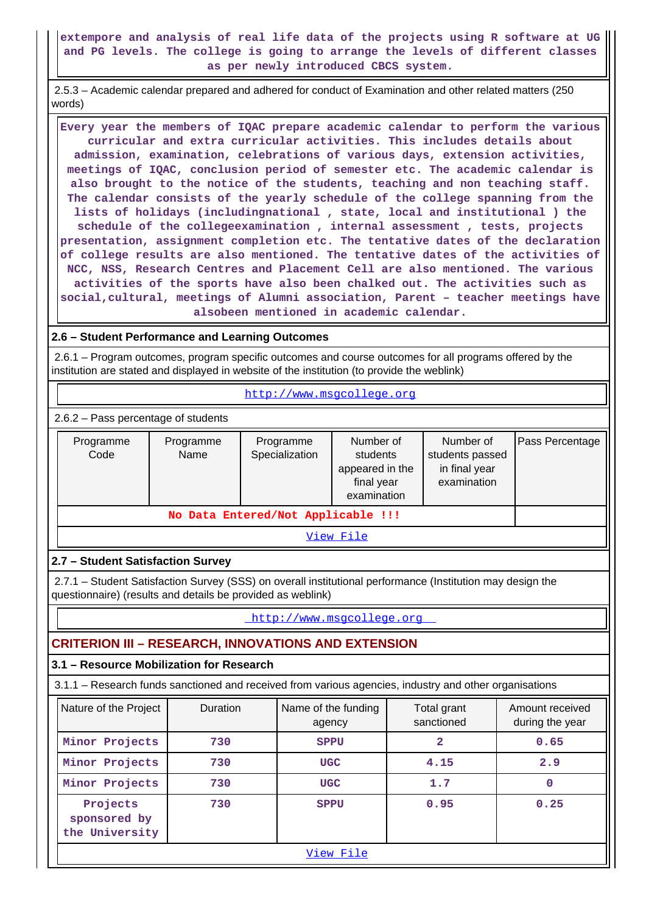extempore and analysis of real life data of the projects using R software at UG and PG levels. The college is going to arrange the levels of different classes as per newly introduced CBCS system.

2.5.3 – Academic calendar prepared and adhered for conduct of Examination and other related matters (250 words)

Every year the members of IQAC prepare academic calendar to perform the various curricular and extra curricular activities. This includes details about admission, examination, celebrations of various days, extension activities, meetings of IQAC, conclusion period of semester etc. The academic calendar is also brought to the notice of the students, teaching and non teaching staff. The calendar consists of the yearly schedule of the college spanning from the lists of holidays (includingnational , state, local and institutional ) the schedule of the collegeexamination , internal assessment , tests, projects presentation, assignment completion etc. The tentative dates of the declaration of college results are also mentioned. The tentative dates of the activities of NCC, NSS, Research Centres and Placement Cell are also mentioned. The various activities of the sports have also been chalked out. The activities such as social,cultural, meetings of Alumni association, Parent – teacher meetings have alsobeen mentioned in academic calendar.

### 2.6 – Student Performance and Learning Outcomes

2.6.1 – Program outcomes, program specific outcomes and course outcomes for all programs offered by the institution are stated and displayed in website of the institution (to provide the weblink)

http://www.msgcollege.org

2.6.2 – Pass percentage of students

| Programme Code | Programme Name | Programme Specialization | Number of students appeared in the final year examination | Number of students passed in final year examination | Pass Percentage |
|---|---|---|---|---|---|
| No Data Entered/Not Applicable !!! | | | | | |

View File

### 2.7 – Student Satisfaction Survey

2.7.1 – Student Satisfaction Survey (SSS) on overall institutional performance (Institution may design the questionnaire) (results and details be provided as weblink)

http://www.msgcollege.org

## CRITERION III – RESEARCH, INNOVATIONS AND EXTENSION

### 3.1 – Resource Mobilization for Research

3.1.1 – Research funds sanctioned and received from various agencies, industry and other organisations

| Nature of the Project | Duration | Name of the funding agency | Total grant sanctioned | Amount received during the year |
|---|---|---|---|---|
| Minor Projects | 730 | SPPU | 2 | 0.65 |
| Minor Projects | 730 | UGC | 4.15 | 2.9 |
| Minor Projects | 730 | UGC | 1.7 | 0 |
| Projects sponsored by the University | 730 | SPPU | 0.95 | 0.25 |

View File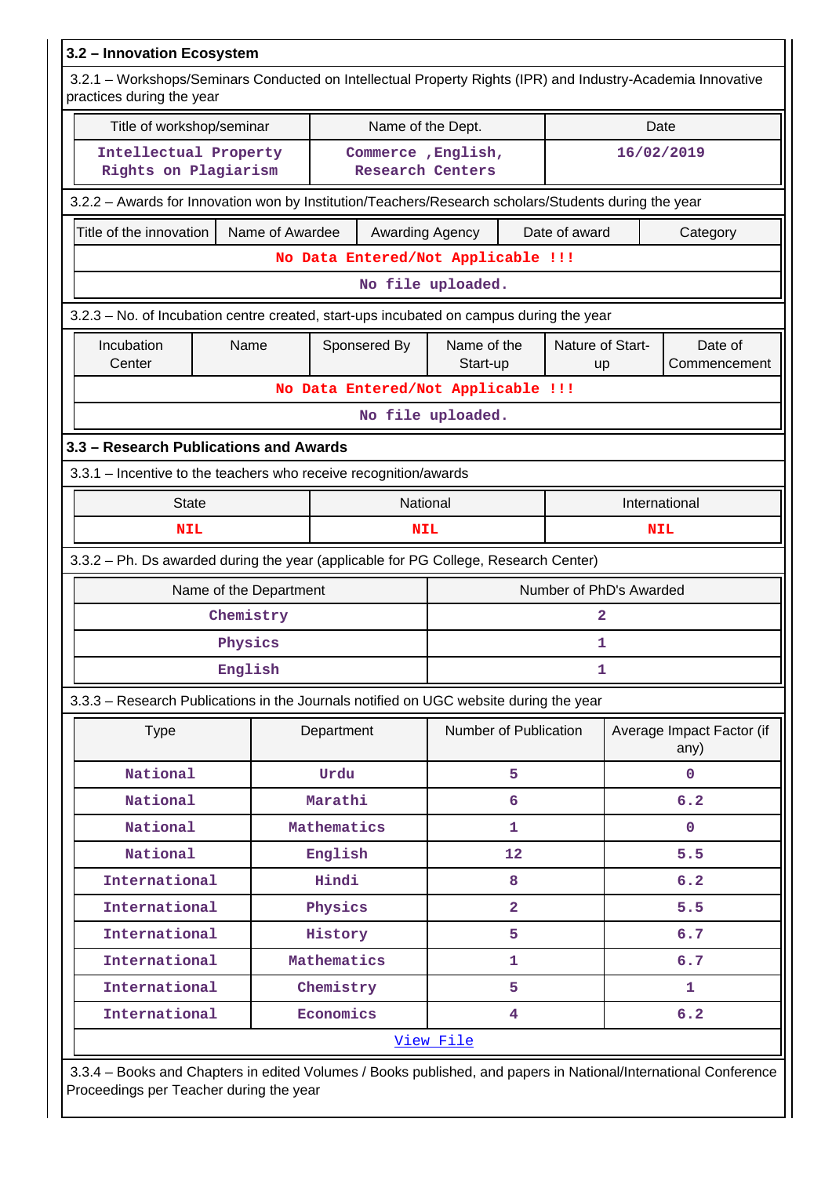## 3.2 – Innovation Ecosystem

3.2.1 – Workshops/Seminars Conducted on Intellectual Property Rights (IPR) and Industry-Academia Innovative practices during the year

| Title of workshop/seminar | Name of the Dept. | Date |
|---|---|---|
| Intellectual Property Rights on Plagiarism | Commerce ,English, Research Centers | 16/02/2019 |

3.2.2 – Awards for Innovation won by Institution/Teachers/Research scholars/Students during the year

| Title of the innovation | Name of Awardee | Awarding Agency | Date of award | Category |
|---|---|---|---|---|
| No Data Entered/Not Applicable !!! | | | | |
| No file uploaded. | | | | |

3.2.3 – No. of Incubation centre created, start-ups incubated on campus during the year

| Incubation Center | Name | Sponsered By | Name of the Start-up | Nature of Start-up | Date of Commencement |
|---|---|---|---|---|---|
| No Data Entered/Not Applicable !!! | | | | | |
| No file uploaded. | | | | | |

## 3.3 – Research Publications and Awards

3.3.1 – Incentive to the teachers who receive recognition/awards

| State | National | International |
|---|---|---|
| NIL | NIL | NIL |

3.3.2 – Ph. Ds awarded during the year (applicable for PG College, Research Center)

| Name of the Department | Number of PhD's Awarded |
|---|---|
| Chemistry | 2 |
| Physics | 1 |
| English | 1 |

3.3.3 – Research Publications in the Journals notified on UGC website during the year

| Type | Department | Number of Publication | Average Impact Factor (if any) |
|---|---|---|---|
| National | Urdu | 5 | 0 |
| National | Marathi | 6 | 6.2 |
| National | Mathematics | 1 | 0 |
| National | English | 12 | 5.5 |
| International | Hindi | 8 | 6.2 |
| International | Physics | 2 | 5.5 |
| International | History | 5 | 6.7 |
| International | Mathematics | 1 | 6.7 |
| International | Chemistry | 5 | 1 |
| International | Economics | 4 | 6.2 |
| View File | | | |

3.3.4 – Books and Chapters in edited Volumes / Books published, and papers in National/International Conference Proceedings per Teacher during the year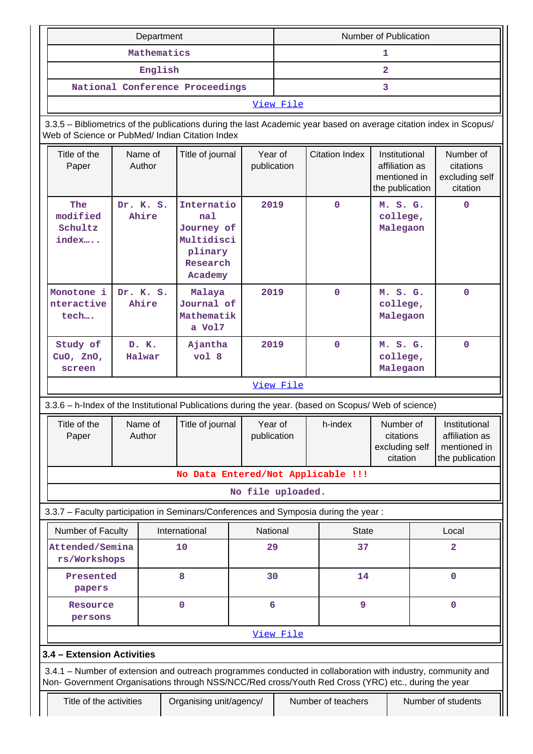| Department | Number of Publication |
|---|---|
| Mathematics | 1 |
| English | 2 |
| National Conference Proceedings | 3 |
| View File | |

3.3.5 – Bibliometrics of the publications during the last Academic year based on average citation index in Scopus/ Web of Science or PubMed/ Indian Citation Index

| Title of the Paper | Name of Author | Title of journal | Year of publication | Citation Index | Institutional affiliation as mentioned in the publication | Number of citations excluding self citation |
|---|---|---|---|---|---|---|
| The modified Schultz index…. | Dr. K. S. Ahire | International Journey of Multidisciplinary Research Academy | 2019 | 0 | M. S. G. college, Malegaon | 0 |
| Monotone interactive tech…. | Dr. K. S. Ahire | Malaya Journal of Mathematika Vol7 | 2019 | 0 | M. S. G. college, Malegaon | 0 |
| Study of CuO, ZnO, screen | D. K. Halwar | Ajantha vol 8 | 2019 | 0 | M. S. G. college, Malegaon | 0 |
| View File | | | | | | |

3.3.6 – h-Index of the Institutional Publications during the year. (based on Scopus/ Web of science)

| Title of the Paper | Name of Author | Title of journal | Year of publication | h-index | Number of citations excluding self citation | Institutional affiliation as mentioned in the publication |
|---|---|---|---|---|---|---|
| No Data Entered/Not Applicable !!! | | | | | | |
| No file uploaded. | | | | | | |

3.3.7 – Faculty participation in Seminars/Conferences and Symposia during the year :

| Number of Faculty | International | National | State | Local |
|---|---|---|---|---|
| Attended/Seminars/Workshops | 10 | 29 | 37 | 2 |
| Presented papers | 8 | 30 | 14 | 0 |
| Resource persons | 0 | 6 | 9 | 0 |
| View File | | | | |

### 3.4 – Extension Activities

3.4.1 – Number of extension and outreach programmes conducted in collaboration with industry, community and Non- Government Organisations through NSS/NCC/Red cross/Youth Red Cross (YRC) etc., during the year

| Title of the activities | Organising unit/agency/ | Number of teachers | Number of students |
|---|---|---|---|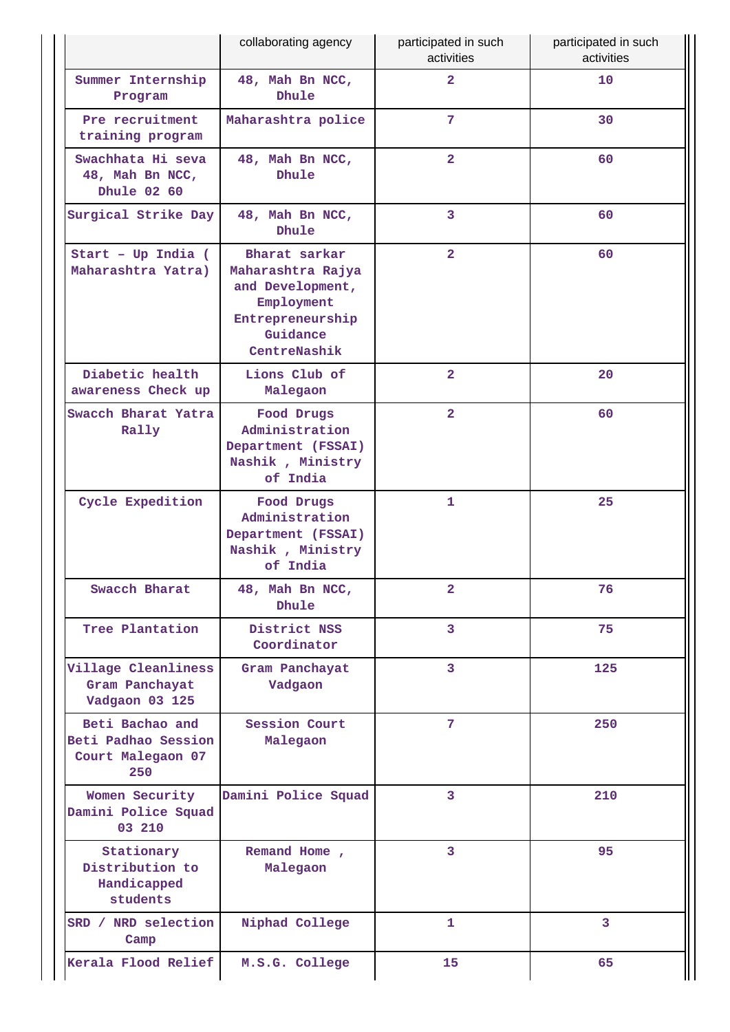| | collaborating agency | participated in such activities | participated in such activities |
|---|---|---|---|
| Summer Internship Program | 48, Mah Bn NCC, Dhule | 2 | 10 |
| Pre recruitment training program | Maharashtra police | 7 | 30 |
| Swachhata Hi seva 48, Mah Bn NCC, Dhule 02 60 | 48, Mah Bn NCC, Dhule | 2 | 60 |
| Surgical Strike Day | 48, Mah Bn NCC, Dhule | 3 | 60 |
| Start – Up India ( Maharashtra Yatra) | Bharat sarkar Maharashtra Rajya and Development, Employment Entrepreneurship Guidance CentreNashik | 2 | 60 |
| Diabetic health awareness Check up | Lions Club of Malegaon | 2 | 20 |
| Swacch Bharat Yatra Rally | Food Drugs Administration Department (FSSAI) Nashik , Ministry of India | 2 | 60 |
| Cycle Expedition | Food Drugs Administration Department (FSSAI) Nashik , Ministry of India | 1 | 25 |
| Swacch Bharat | 48, Mah Bn NCC, Dhule | 2 | 76 |
| Tree Plantation | District NSS Coordinator | 3 | 75 |
| Village Cleanliness Gram Panchayat Vadgaon 03 125 | Gram Panchayat Vadgaon | 3 | 125 |
| Beti Bachao and Beti Padhao Session Court Malegaon 07 250 | Session Court Malegaon | 7 | 250 |
| Women Security Damini Police Squad 03 210 | Damini Police Squad | 3 | 210 |
| Stationary Distribution to Handicapped students | Remand Home , Malegaon | 3 | 95 |
| SRD / NRD selection Camp | Niphad College | 1 | 3 |
| Kerala Flood Relief | M.S.G. College | 15 | 65 |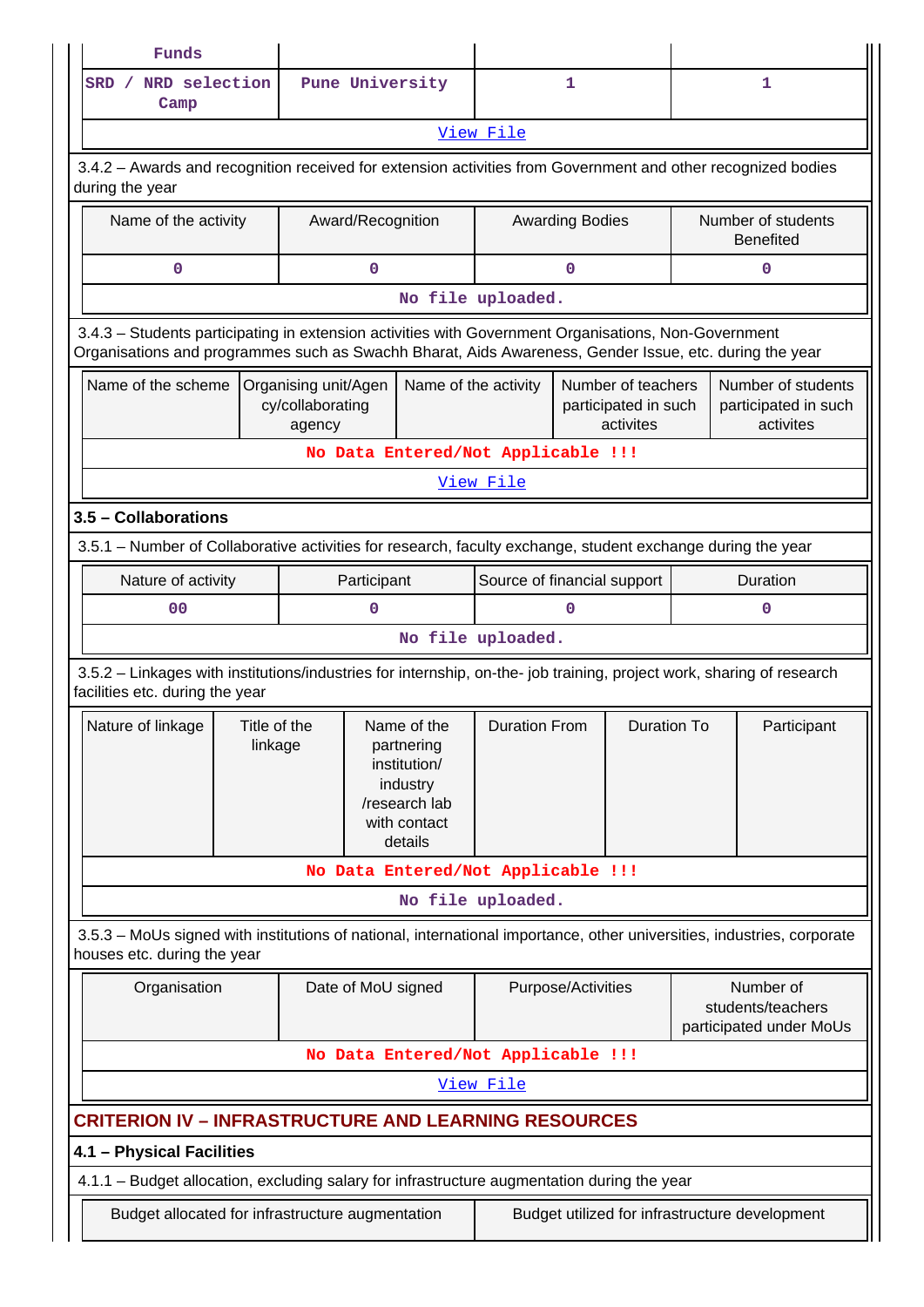| Funds | | | |
|---|---|---|---|
| SRD / NRD selection Camp | Pune University | 1 | 1 |
| View File | | | |

3.4.2 – Awards and recognition received for extension activities from Government and other recognized bodies during the year

| Name of the activity | Award/Recognition | Awarding Bodies | Number of students Benefited |
|---|---|---|---|
| 0 | 0 | 0 | 0 |
| No file uploaded. | | | |

3.4.3 – Students participating in extension activities with Government Organisations, Non-Government Organisations and programmes such as Swachh Bharat, Aids Awareness, Gender Issue, etc. during the year

| Name of the scheme | Organising unit/Agency/collaborating agency | Name of the activity | Number of teachers participated in such activites | Number of students participated in such activites |
|---|---|---|---|---|
| No Data Entered/Not Applicable !!! | | | | |
| View File | | | | |

## 3.5 – Collaborations

3.5.1 – Number of Collaborative activities for research, faculty exchange, student exchange during the year

| Nature of activity | Participant | Source of financial support | Duration |
|---|---|---|---|
| 00 | 0 | 0 | 0 |
| No file uploaded. | | | |

3.5.2 – Linkages with institutions/industries for internship, on-the- job training, project work, sharing of research facilities etc. during the year

| Nature of linkage | Title of the linkage | Name of the partnering institution/ industry /research lab with contact details | Duration From | Duration To | Participant |
|---|---|---|---|---|---|
| No Data Entered/Not Applicable !!! | | | | | |
| No file uploaded. | | | | | |

3.5.3 – MoUs signed with institutions of national, international importance, other universities, industries, corporate houses etc. during the year

| Organisation | Date of MoU signed | Purpose/Activities | Number of students/teachers participated under MoUs |
|---|---|---|---|
| No Data Entered/Not Applicable !!! | | | |
| View File | | | |

## CRITERION IV – INFRASTRUCTURE AND LEARNING RESOURCES

### 4.1 – Physical Facilities

4.1.1 – Budget allocation, excluding salary for infrastructure augmentation during the year

| Budget allocated for infrastructure augmentation | Budget utilized for infrastructure development |
|---|---|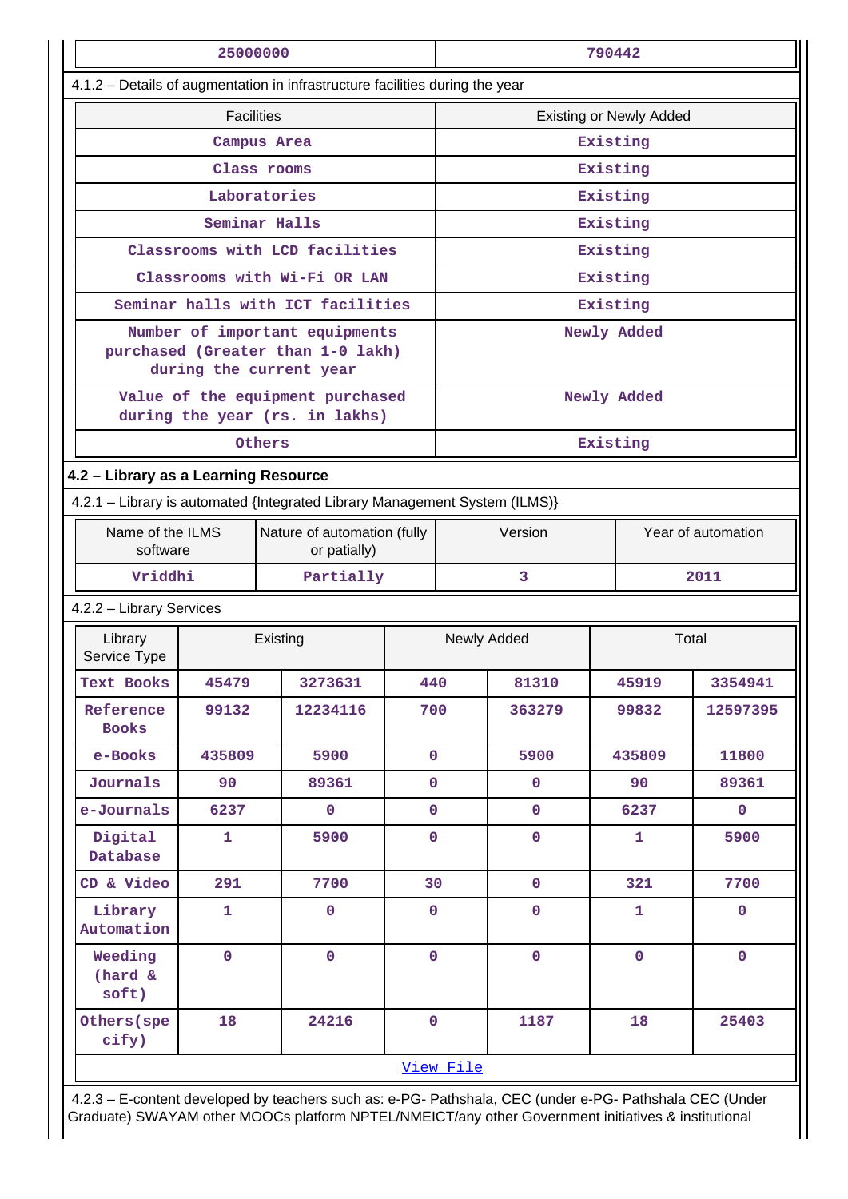| 25000000 | 790442 |
|---|---|

4.1.2 – Details of augmentation in infrastructure facilities during the year

| Facilities | Existing or Newly Added |
|---|---|
| Campus Area | Existing |
| Class rooms | Existing |
| Laboratories | Existing |
| Seminar Halls | Existing |
| Classrooms with LCD facilities | Existing |
| Classrooms with Wi-Fi OR LAN | Existing |
| Seminar halls with ICT facilities | Existing |
| Number of important equipments purchased (Greater than 1-0 lakh) during the current year | Newly Added |
| Value of the equipment purchased during the year (rs. in lakhs) | Newly Added |
| Others | Existing |

**4.2 – Library as a Learning Resource**

4.2.1 – Library is automated {Integrated Library Management System (ILMS)}

| Name of the ILMS software | Nature of automation (fully or patially) | Version | Year of automation |
|---|---|---|---|
| Vriddhi | Partially | 3 | 2011 |

4.2.2 – Library Services

| Library Service Type | Existing | | Newly Added | | Total | |
|---|---|---|---|---|---|---|
| Text Books | 45479 | 3273631 | 440 | 81310 | 45919 | 3354941 |
| Reference Books | 99132 | 12234116 | 700 | 363279 | 99832 | 12597395 |
| e-Books | 435809 | 5900 | 0 | 5900 | 435809 | 11800 |
| Journals | 90 | 89361 | 0 | 0 | 90 | 89361 |
| e-Journals | 6237 | 0 | 0 | 0 | 6237 | 0 |
| Digital Database | 1 | 5900 | 0 | 0 | 1 | 5900 |
| CD & Video | 291 | 7700 | 30 | 0 | 321 | 7700 |
| Library Automation | 1 | 0 | 0 | 0 | 1 | 0 |
| Weeding (hard & soft) | 0 | 0 | 0 | 0 | 0 | 0 |
| Others(specify) | 18 | 24216 | 0 | 1187 | 18 | 25403 |

View File

4.2.3 – E-content developed by teachers such as: e-PG- Pathshala, CEC (under e-PG- Pathshala CEC (Under Graduate) SWAYAM other MOOCs platform NPTEL/NMEICT/any other Government initiatives & institutional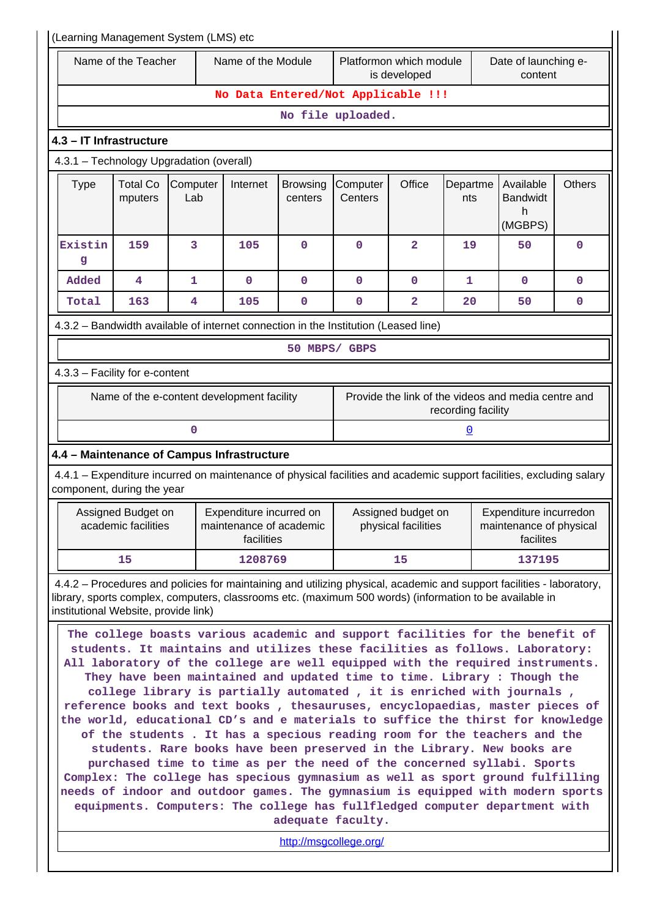(Learning Management System (LMS) etc

| Name of the Teacher | Name of the Module | Platformon which module is developed | Date of launching e-content |
|---|---|---|---|
| No Data Entered/Not Applicable !!! | | | |
| No file uploaded. | | | |

**4.3 – IT Infrastructure**

4.3.1 – Technology Upgradation (overall)

| Type | Total Computers | Computer Lab | Internet | Browsing centers | Computer Centers | Office | Departments | Available Bandwidth (MGBPS) | Others |
|---|---|---|---|---|---|---|---|---|---|
| Existing | 159 | 3 | 105 | 0 | 0 | 2 | 19 | 50 | 0 |
| Added | 4 | 1 | 0 | 0 | 0 | 0 | 1 | 0 | 0 |
| Total | 163 | 4 | 105 | 0 | 0 | 2 | 20 | 50 | 0 |

4.3.2 – Bandwidth available of internet connection in the Institution (Leased line)

50 MBPS/ GBPS

4.3.3 – Facility for e-content

| Name of the e-content development facility | Provide the link of the videos and media centre and recording facility |
|---|---|
| 0 | 0 |

**4.4 – Maintenance of Campus Infrastructure**

4.4.1 – Expenditure incurred on maintenance of physical facilities and academic support facilities, excluding salary component, during the year

| Assigned Budget on academic facilities | Expenditure incurred on maintenance of academic facilities | Assigned budget on physical facilities | Expenditure incurredon maintenance of physical facilites |
|---|---|---|---|
| 15 | 1208769 | 15 | 137195 |

4.4.2 – Procedures and policies for maintaining and utilizing physical, academic and support facilities - laboratory, library, sports complex, computers, classrooms etc. (maximum 500 words) (information to be available in institutional Website, provide link)

The college boasts various academic and support facilities for the benefit of students. It maintains and utilizes these facilities as follows. Laboratory: All laboratory of the college are well equipped with the required instruments. They have been maintained and updated time to time. Library : Though the college library is partially automated , it is enriched with journals , reference books and text books , thesauruses, encyclopaedias, master pieces of the world, educational CD's and e materials to suffice the thirst for knowledge of the students . It has a specious reading room for the teachers and the students. Rare books have been preserved in the Library. New books are purchased time to time as per the need of the concerned syllabi. Sports Complex: The college has specious gymnasium as well as sport ground fulfilling needs of indoor and outdoor games. The gymnasium is equipped with modern sports equipments. Computers: The college has fullfledged computer department with adequate faculty.

http://msgcollege.org/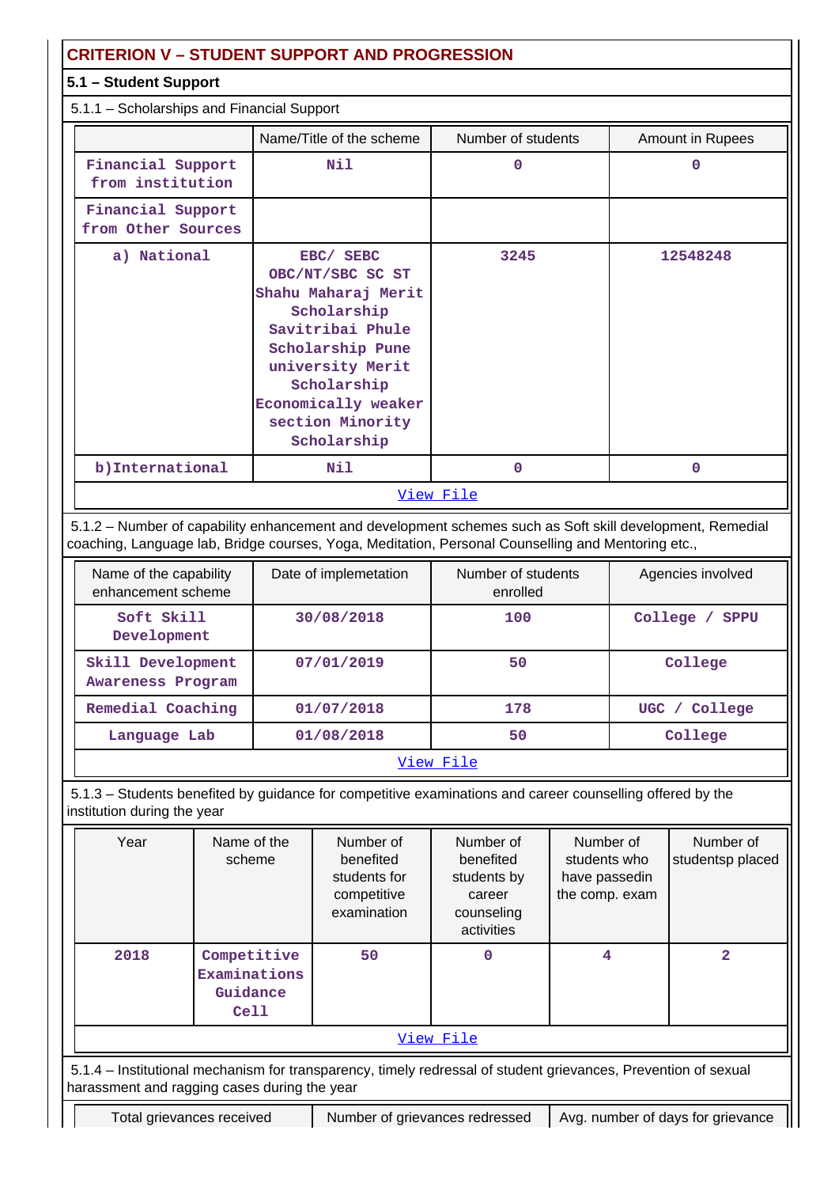## CRITERION V – STUDENT SUPPORT AND PROGRESSION

### 5.1 – Student Support

5.1.1 – Scholarships and Financial Support

| | Name/Title of the scheme | Number of students | Amount in Rupees |
|---|---|---|---|
| Financial Support from institution | Nil | 0 | 0 |
| Financial Support from Other Sources | | | |
| a) National | EBC/ SEBC OBC/NT/SBC SC ST Shahu Maharaj Merit Scholarship Savitribai Phule Scholarship Pune university Merit Scholarship Economically weaker section Minority Scholarship | 3245 | 12548248 |
| b)International | Nil | 0 | 0 |

View File

5.1.2 – Number of capability enhancement and development schemes such as Soft skill development, Remedial coaching, Language lab, Bridge courses, Yoga, Meditation, Personal Counselling and Mentoring etc.,

| Name of the capability enhancement scheme | Date of implemetation | Number of students enrolled | Agencies involved |
|---|---|---|---|
| Soft Skill Development | 30/08/2018 | 100 | College / SPPU |
| Skill Development Awareness Program | 07/01/2019 | 50 | College |
| Remedial Coaching | 01/07/2018 | 178 | UGC / College |
| Language Lab | 01/08/2018 | 50 | College |

View File

5.1.3 – Students benefited by guidance for competitive examinations and career counselling offered by the institution during the year

| Year | Name of the scheme | Number of benefited students for competitive examination | Number of benefited students by career counseling activities | Number of students who have passedin the comp. exam | Number of studentsp placed |
|---|---|---|---|---|---|
| 2018 | Competitive Examinations Guidance Cell | 50 | 0 | 4 | 2 |

View File

5.1.4 – Institutional mechanism for transparency, timely redressal of student grievances, Prevention of sexual harassment and ragging cases during the year

| Total grievances received | Number of grievances redressed | Avg. number of days for grievance |
|---|---|---|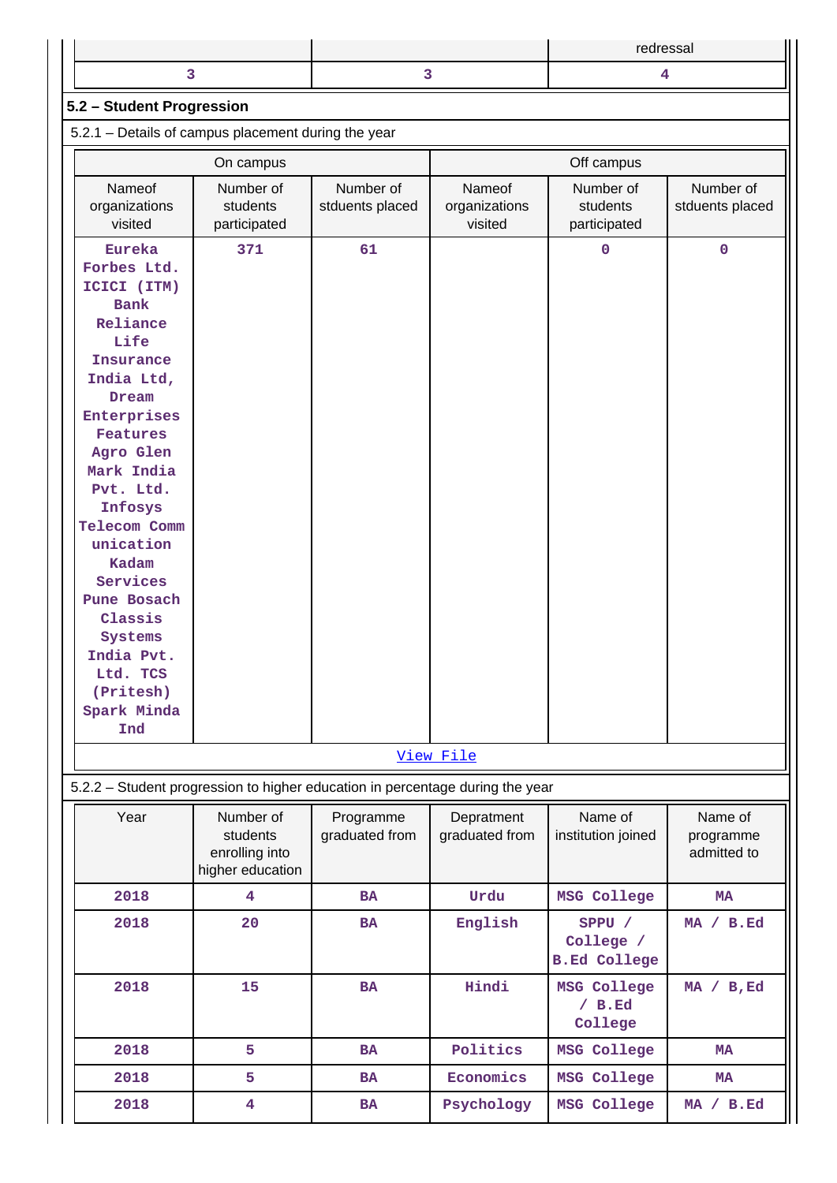| | | redressal |
|---|---|---|
| 3 | 3 | 4 |

## 5.2 – Student Progression

5.2.1 – Details of campus placement during the year

| On campus | | | Off campus | | |
|---|---|---|---|---|---|
| Nameof organizations visited | Number of students participated | Number of stduents placed | Nameof organizations visited | Number of students participated | Number of stduents placed |
| Eureka Forbes Ltd. ICICI (ITM) Bank Reliance Life Insurance India Ltd, Dream Enterprises Features Agro Glen Mark India Pvt. Ltd. Infosys Telecom Communication Kadam Services Pune Bosach Classis Systems India Pvt. Ltd. TCS (Pritesh) Spark Minda Ind | 371 | 61 | | 0 | 0 |

View File

5.2.2 – Student progression to higher education in percentage during the year

| Year | Number of students enrolling into higher education | Programme graduated from | Depratment graduated from | Name of institution joined | Name of programme admitted to |
|---|---|---|---|---|---|
| 2018 | 4 | BA | Urdu | MSG College | MA |
| 2018 | 20 | BA | English | SPPU / College / B.Ed College | MA / B.Ed |
| 2018 | 15 | BA | Hindi | MSG College / B.Ed College | MA / B,Ed |
| 2018 | 5 | BA | Politics | MSG College | MA |
| 2018 | 5 | BA | Economics | MSG College | MA |
| 2018 | 4 | BA | Psychology | MSG College | MA / B.Ed |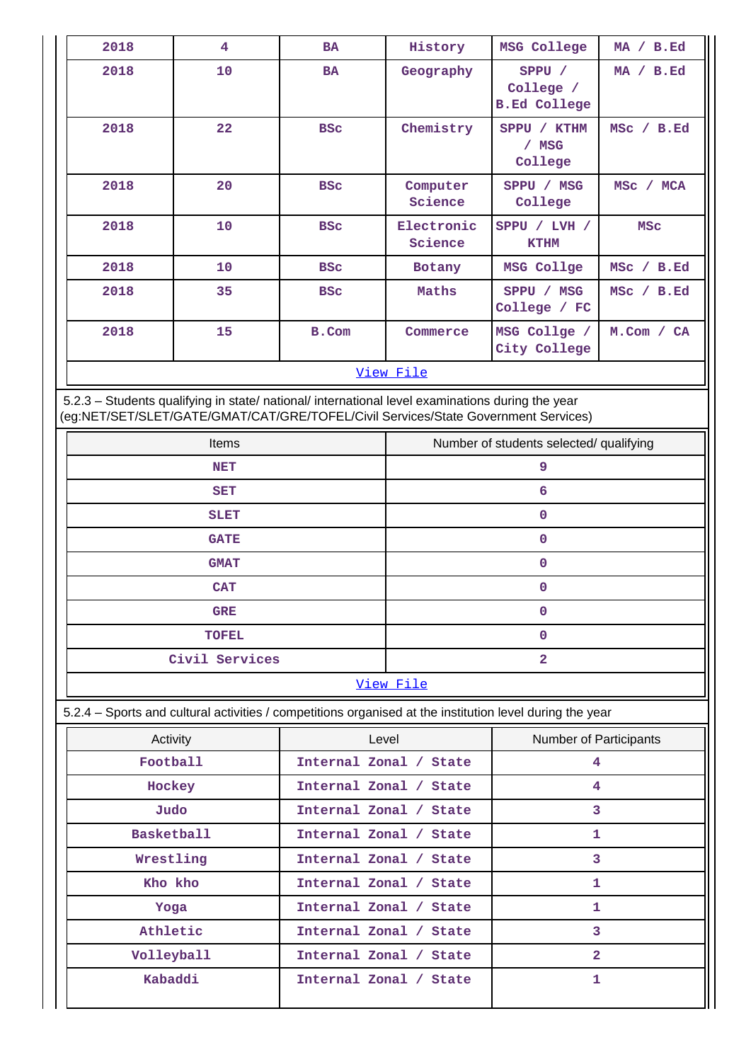| 2018 | 4 | BA | History | MSG College | MA / B.Ed |
|---|---|---|---|---|---|
| 2018 | 10 | BA | Geography | SPPU / College / B.Ed College | MA / B.Ed |
| 2018 | 22 | BSc | Chemistry | SPPU / KTHM / MSG College | MSc / B.Ed |
| 2018 | 20 | BSc | Computer Science | SPPU / MSG College | MSc / MCA |
| 2018 | 10 | BSc | Electronic Science | SPPU / LVH / KTHM | MSc |
| 2018 | 10 | BSc | Botany | MSG Collge | MSc / B.Ed |
| 2018 | 35 | BSc | Maths | SPPU / MSG College / FC | MSc / B.Ed |
| 2018 | 15 | B.Com | Commerce | MSG Collge / City College | M.Com / CA |

View File

5.2.3 – Students qualifying in state/ national/ international level examinations during the year (eg:NET/SET/SLET/GATE/GMAT/CAT/GRE/TOFEL/Civil Services/State Government Services)

| Items | Number of students selected/ qualifying |
|---|---|
| NET | 9 |
| SET | 6 |
| SLET | 0 |
| GATE | 0 |
| GMAT | 0 |
| CAT | 0 |
| GRE | 0 |
| TOFEL | 0 |
| Civil Services | 2 |

View File

5.2.4 – Sports and cultural activities / competitions organised at the institution level during the year

| Activity | Level | Number of Participants |
|---|---|---|
| Football | Internal Zonal / State | 4 |
| Hockey | Internal Zonal / State | 4 |
| Judo | Internal Zonal / State | 3 |
| Basketball | Internal Zonal / State | 1 |
| Wrestling | Internal Zonal / State | 3 |
| Kho kho | Internal Zonal / State | 1 |
| Yoga | Internal Zonal / State | 1 |
| Athletic | Internal Zonal / State | 3 |
| Volleyball | Internal Zonal / State | 2 |
| Kabaddi | Internal Zonal / State | 1 |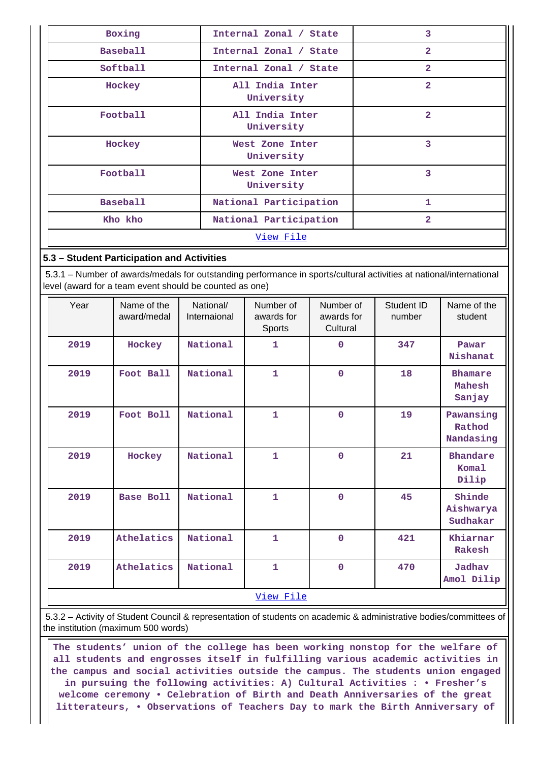| Boxing | Internal Zonal / State | 3 |
|---|---|---|
| Baseball | Internal Zonal / State | 2 |
| Softball | Internal Zonal / State | 2 |
| Hockey | All India Inter University | 2 |
| Football | All India Inter University | 2 |
| Hockey | West Zone Inter University | 3 |
| Football | West Zone Inter University | 3 |
| Baseball | National Participation | 1 |
| Kho kho | National Participation | 2 |

View File

### 5.3 – Student Participation and Activities

5.3.1 – Number of awards/medals for outstanding performance in sports/cultural activities at national/international level (award for a team event should be counted as one)

| Year | Name of the award/medal | National/ Internaional | Number of awards for Sports | Number of awards for Cultural | Student ID number | Name of the student |
|---|---|---|---|---|---|---|
| 2019 | Hockey | National | 1 | 0 | 347 | Pawar Nishanat |
| 2019 | Foot Ball | National | 1 | 0 | 18 | Bhamare Mahesh Sanjay |
| 2019 | Foot Boll | National | 1 | 0 | 19 | Pawansing Rathod Nandasing |
| 2019 | Hockey | National | 1 | 0 | 21 | Bhandare Komal Dilip |
| 2019 | Base Boll | National | 1 | 0 | 45 | Shinde Aishwarya Sudhakar |
| 2019 | Athelatics | National | 1 | 0 | 421 | Khiarnar Rakesh |
| 2019 | Athelatics | National | 1 | 0 | 470 | Jadhav Amol Dilip |

View File

5.3.2 – Activity of Student Council & representation of students on academic & administrative bodies/committees of the institution (maximum 500 words)

The students' union of the college has been working nonstop for the welfare of all students and engrosses itself in fulfilling various academic activities in the campus and social activities outside the campus. The students union engaged in pursuing the following activities: A) Cultural Activities : • Fresher's welcome ceremony • Celebration of Birth and Death Anniversaries of the great litterateurs, • Observations of Teachers Day to mark the Birth Anniversary of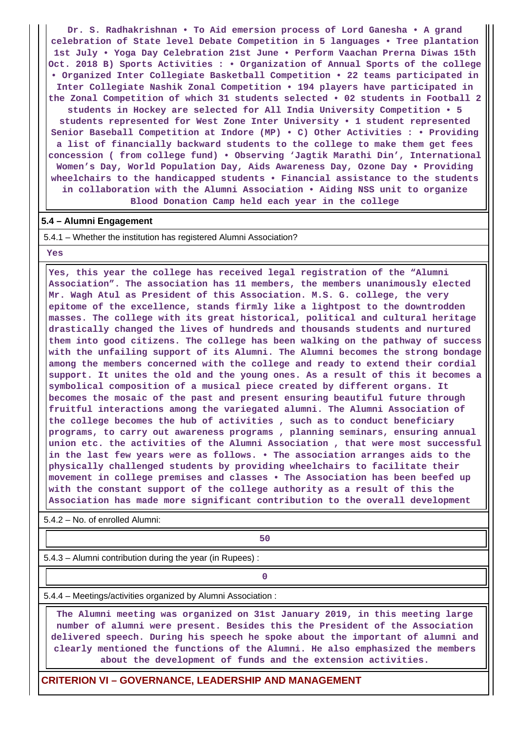Dr. S. Radhakrishnan • To Aid emersion process of Lord Ganesha • A grand celebration of State level Debate Competition in 5 languages • Tree plantation 1st July • Yoga Day Celebration 21st June • Perform Vaachan Prerna Diwas 15th Oct. 2018 B) Sports Activities : • Organization of Annual Sports of the college • Organized Inter Collegiate Basketball Competition • 22 teams participated in Inter Collegiate Nashik Zonal Competition • 194 players have participated in the Zonal Competition of which 31 students selected • 02 students in Football 2 students in Hockey are selected for All India University Competition • 5 students represented for West Zone Inter University • 1 student represented Senior Baseball Competition at Indore (MP) • C) Other Activities : • Providing a list of financially backward students to the college to make them get fees concession ( from college fund) • Observing 'Jagtik Marathi Din', International Women's Day, World Population Day, Aids Awareness Day, Ozone Day • Providing wheelchairs to the handicapped students • Financial assistance to the students in collaboration with the Alumni Association • Aiding NSS unit to organize Blood Donation Camp held each year in the college

**5.4 – Alumni Engagement**

5.4.1 – Whether the institution has registered Alumni Association?

Yes

Yes, this year the college has received legal registration of the "Alumni Association". The association has 11 members, the members unanimously elected Mr. Wagh Atul as President of this Association. M.S. G. college, the very epitome of the excellence, stands firmly like a lightpost to the downtrodden masses. The college with its great historical, political and cultural heritage drastically changed the lives of hundreds and thousands students and nurtured them into good citizens. The college has been walking on the pathway of success with the unfailing support of its Alumni. The Alumni becomes the strong bondage among the members concerned with the college and ready to extend their cordial support. It unites the old and the young ones. As a result of this it becomes a symbolical composition of a musical piece created by different organs. It becomes the mosaic of the past and present ensuring beautiful future through fruitful interactions among the variegated alumni. The Alumni Association of the college becomes the hub of activities , such as to conduct beneficiary programs, to carry out awareness programs , planning seminars, ensuring annual union etc. the activities of the Alumni Association , that were most successful in the last few years were as follows. • The association arranges aids to the physically challenged students by providing wheelchairs to facilitate their movement in college premises and classes • The Association has been beefed up with the constant support of the college authority as a result of this the Association has made more significant contribution to the overall development

5.4.2 – No. of enrolled Alumni:

50

5.4.3 – Alumni contribution during the year (in Rupees) :

0

5.4.4 – Meetings/activities organized by Alumni Association :

The Alumni meeting was organized on 31st January 2019, in this meeting large number of alumni were present. Besides this the President of the Association delivered speech. During his speech he spoke about the important of alumni and clearly mentioned the functions of the Alumni. He also emphasized the members about the development of funds and the extension activities.

## CRITERION VI – GOVERNANCE, LEADERSHIP AND MANAGEMENT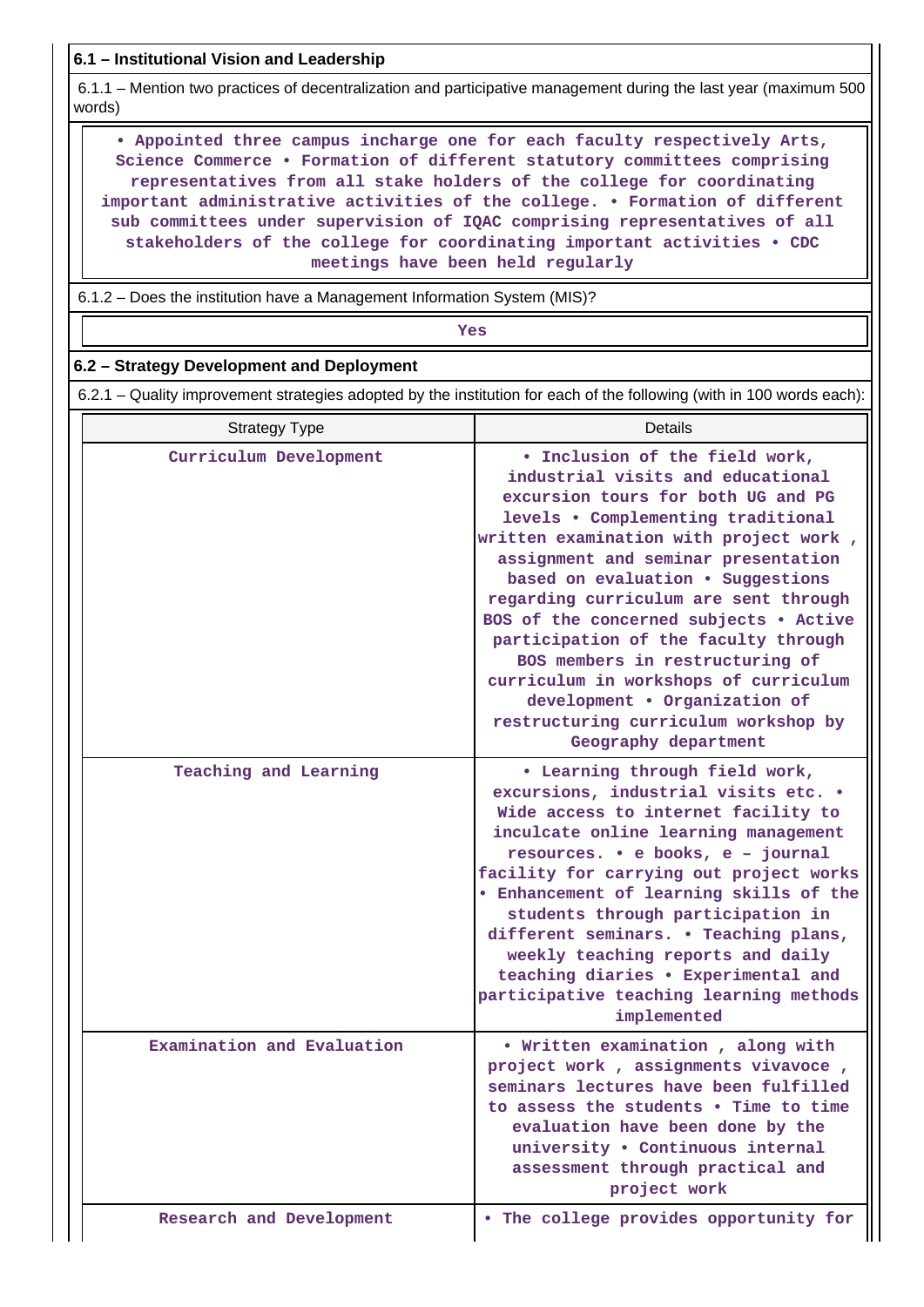**6.1 – Institutional Vision and Leadership**

6.1.1 – Mention two practices of decentralization and participative management during the last year (maximum 500 words)

• Appointed three campus incharge one for each faculty respectively Arts, Science Commerce • Formation of different statutory committees comprising representatives from all stake holders of the college for coordinating important administrative activities of the college. • Formation of different sub committees under supervision of IQAC comprising representatives of all stakeholders of the college for coordinating important activities • CDC meetings have been held regularly

6.1.2 – Does the institution have a Management Information System (MIS)?

Yes

**6.2 – Strategy Development and Deployment**

6.2.1 – Quality improvement strategies adopted by the institution for each of the following (with in 100 words each):

| Strategy Type | Details |
|---|---|
| Curriculum Development | • Inclusion of the field work, industrial visits and educational excursion tours for both UG and PG levels • Complementing traditional written examination with project work , assignment and seminar presentation based on evaluation • Suggestions regarding curriculum are sent through BOS of the concerned subjects • Active participation of the faculty through BOS members in restructuring of curriculum in workshops of curriculum development • Organization of restructuring curriculum workshop by Geography department |
| Teaching and Learning | • Learning through field work, excursions, industrial visits etc. • Wide access to internet facility to inculcate online learning management resources. • e books, e – journal facility for carrying out project works • Enhancement of learning skills of the students through participation in different seminars. • Teaching plans, weekly teaching reports and daily teaching diaries • Experimental and participative teaching learning methods implemented |
| Examination and Evaluation | • Written examination , along with project work , assignments vivavoce , seminars lectures have been fulfilled to assess the students • Time to time evaluation have been done by the university • Continuous internal assessment through practical and project work |
| Research and Development | • The college provides opportunity for |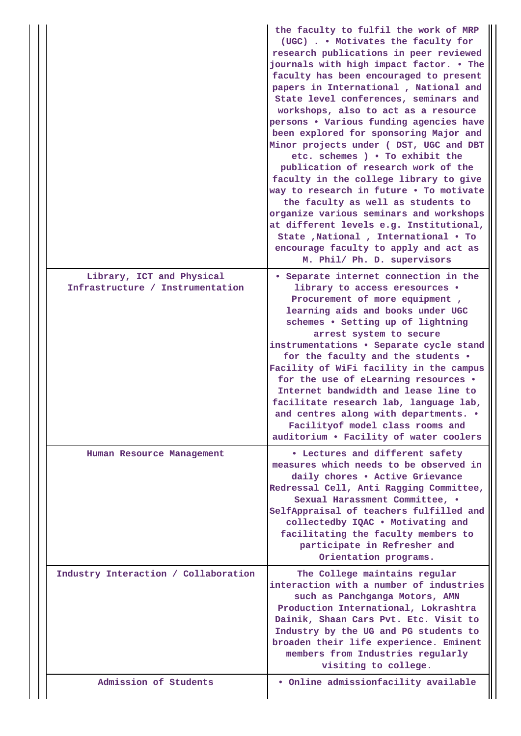| | |
|---|---|
| | the faculty to fulfil the work of MRP (UGC) . • Motivates the faculty for research publications in peer reviewed journals with high impact factor. • The faculty has been encouraged to present papers in International , National and State level conferences, seminars and workshops, also to act as a resource persons • Various funding agencies have been explored for sponsoring Major and Minor projects under ( DST, UGC and DBT etc. schemes ) • To exhibit the publication of research work of the faculty in the college library to give way to research in future • To motivate the faculty as well as students to organize various seminars and workshops at different levels e.g. Institutional, State ,National , International • To encourage faculty to apply and act as M. Phil/ Ph. D. supervisors |
| Library, ICT and Physical Infrastructure / Instrumentation | • Separate internet connection in the library to access eresources • Procurement of more equipment , learning aids and books under UGC schemes • Setting up of lightning arrest system to secure instrumentations • Separate cycle stand for the faculty and the students • Facility of WiFi facility in the campus for the use of eLearning resources • Internet bandwidth and lease line to facilitate research lab, language lab, and centres along with departments. • Facilityof model class rooms and auditorium • Facility of water coolers |
| Human Resource Management | • Lectures and different safety measures which needs to be observed in daily chores • Active Grievance Redressal Cell, Anti Ragging Committee, Sexual Harassment Committee, • SelfAppraisal of teachers fulfilled and collectedby IQAC • Motivating and facilitating the faculty members to participate in Refresher and Orientation programs. |
| Industry Interaction / Collaboration | The College maintains regular interaction with a number of industries such as Panchganga Motors, AMN Production International, Lokrashtra Dainik, Shaan Cars Pvt. Etc. Visit to Industry by the UG and PG students to broaden their life experience. Eminent members from Industries regularly visiting to college. |
| Admission of Students | • Online admissionfacility available |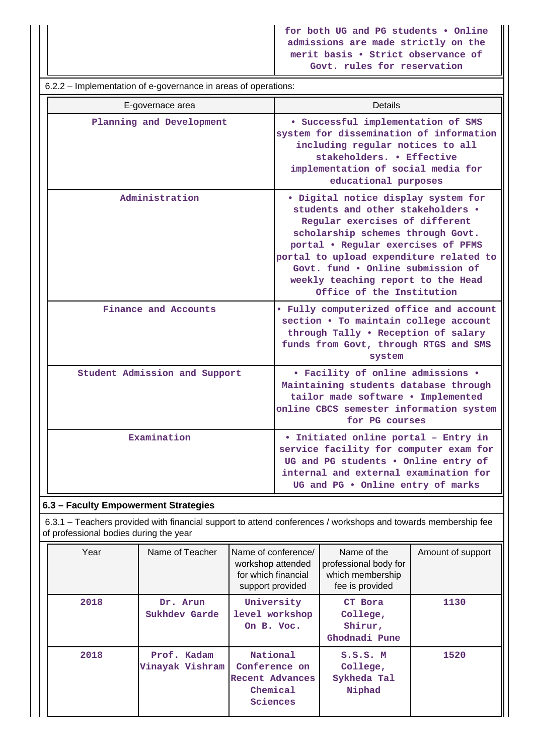| | for both UG and PG students • Online admissions are made strictly on the merit basis • Strict observance of Govt. rules for reservation |
|---|---|

6.2.2 – Implementation of e-governance in areas of operations:

| E-governace area | Details |
|---|---|
| Planning and Development | • Successful implementation of SMS system for dissemination of information including regular notices to all stakeholders. • Effective implementation of social media for educational purposes |
| Administration | • Digital notice display system for students and other stakeholders • Regular exercises of different scholarship schemes through Govt. portal • Regular exercises of PFMS portal to upload expenditure related to Govt. fund • Online submission of weekly teaching report to the Head Office of the Institution |
| Finance and Accounts | • Fully computerized office and account section • To maintain college account through Tally • Reception of salary funds from Govt, through RTGS and SMS system |
| Student Admission and Support | • Facility of online admissions • Maintaining students database through tailor made software • Implemented online CBCS semester information system for PG courses |
| Examination | • Initiated online portal – Entry in service facility for computer exam for UG and PG students • Online entry of internal and external examination for UG and PG • Online entry of marks |

## 6.3 – Faculty Empowerment Strategies

6.3.1 – Teachers provided with financial support to attend conferences / workshops and towards membership fee of professional bodies during the year

| Year | Name of Teacher | Name of conference/ workshop attended for which financial support provided | Name of the professional body for which membership fee is provided | Amount of support |
|---|---|---|---|---|
| 2018 | Dr. Arun Sukhdev Garde | University level workshop On B. Voc. | CT Bora College, Shirur, Ghodnadi Pune | 1130 |
| 2018 | Prof. Kadam Vinayak Vishram | National Conference on Recent Advances Chemical Sciences | S.S.S. M College, Sykheda Tal Niphad | 1520 |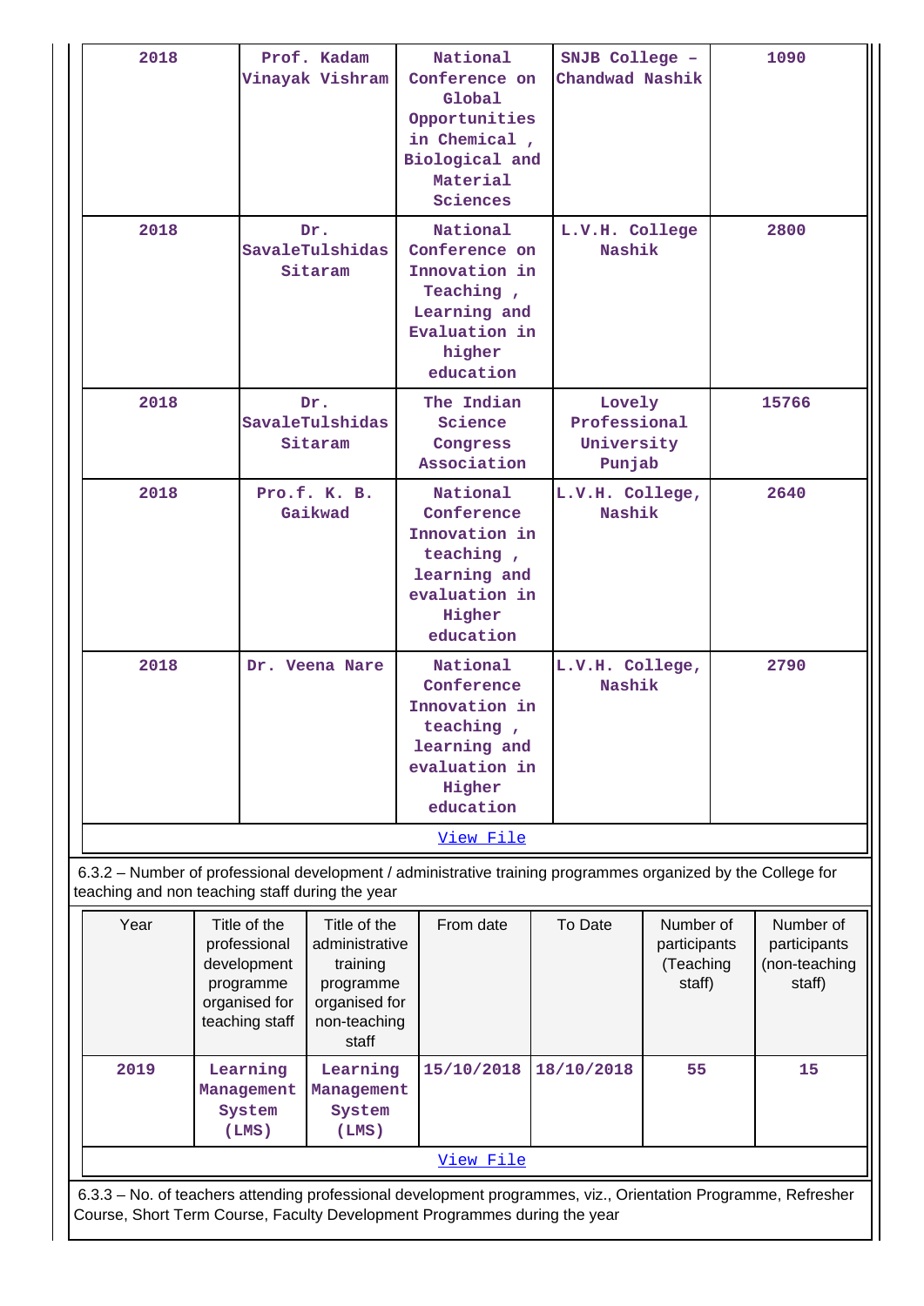| 2018 | Prof. Kadam Vinayak Vishram | National Conference on Global Opportunities in Chemical , Biological and Material Sciences | SNJB College – Chandwad Nashik | 1090 |
|---|---|---|---|---|
| 2018 | Dr. SavaleTulshidas Sitaram | National Conference on Innovation in Teaching , Learning and Evaluation in higher education | L.V.H. College Nashik | 2800 |
| 2018 | Dr. SavaleTulshidas Sitaram | The Indian Science Congress Association | Lovely Professional University Punjab | 15766 |
| 2018 | Pro.f. K. B. Gaikwad | National Conference Innovation in teaching , learning and evaluation in Higher education | L.V.H. College, Nashik | 2640 |
| 2018 | Dr. Veena Nare | National Conference Innovation in teaching , learning and evaluation in Higher education | L.V.H. College, Nashik | 2790 |

View File

6.3.2 – Number of professional development / administrative training programmes organized by the College for teaching and non teaching staff during the year

| Year | Title of the professional development programme organised for teaching staff | Title of the administrative training programme organised for non-teaching staff | From date | To Date | Number of participants (Teaching staff) | Number of participants (non-teaching staff) |
|---|---|---|---|---|---|---|
| 2019 | Learning Management System (LMS) | Learning Management System (LMS) | 15/10/2018 | 18/10/2018 | 55 | 15 |

View File

6.3.3 – No. of teachers attending professional development programmes, viz., Orientation Programme, Refresher Course, Short Term Course, Faculty Development Programmes during the year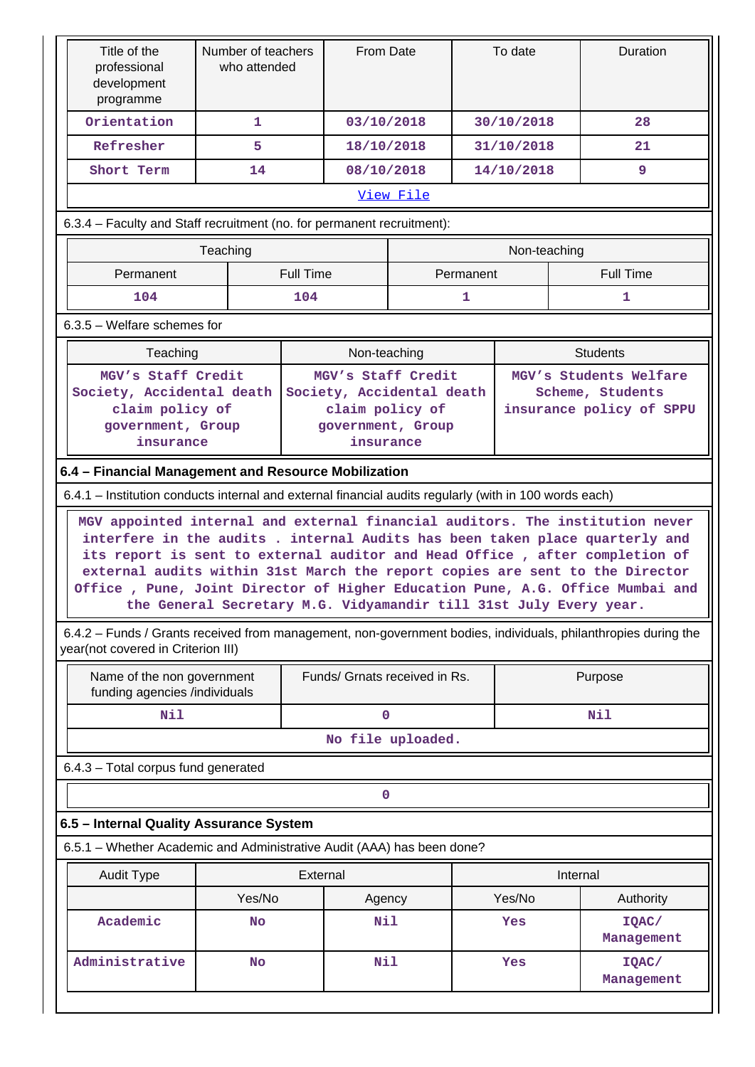| Title of the professional development programme | Number of teachers who attended | From Date | To date | Duration |
|---|---|---|---|---|
| Orientation | 1 | 03/10/2018 | 30/10/2018 | 28 |
| Refresher | 5 | 18/10/2018 | 31/10/2018 | 21 |
| Short Term | 14 | 08/10/2018 | 14/10/2018 | 9 |

View File

6.3.4 – Faculty and Staff recruitment (no. for permanent recruitment):

| Teaching | | Non-teaching | |
|---|---|---|---|
| Permanent | Full Time | Permanent | Full Time |
| 104 | 104 | 1 | 1 |

6.3.5 – Welfare schemes for

| Teaching | Non-teaching | Students |
|---|---|---|
| MGV's Staff Credit Society, Accidental death claim policy of government, Group insurance | MGV's Staff Credit Society, Accidental death claim policy of government, Group insurance | MGV's Students Welfare Scheme, Students insurance policy of SPPU |

**6.4 – Financial Management and Resource Mobilization**

6.4.1 – Institution conducts internal and external financial audits regularly (with in 100 words each)

MGV appointed internal and external financial auditors. The institution never interfere in the audits . internal Audits has been taken place quarterly and its report is sent to external auditor and Head Office , after completion of external audits within 31st March the report copies are sent to the Director Office , Pune, Joint Director of Higher Education Pune, A.G. Office Mumbai and the General Secretary M.G. Vidyamandir till 31st July Every year.

6.4.2 – Funds / Grants received from management, non-government bodies, individuals, philanthropies during the year(not covered in Criterion III)

| Name of the non government funding agencies /individuals | Funds/ Grnats received in Rs. | Purpose |
|---|---|---|
| Nil | 0 | Nil |

No file uploaded.

6.4.3 – Total corpus fund generated

0

**6.5 – Internal Quality Assurance System**

6.5.1 – Whether Academic and Administrative Audit (AAA) has been done?

| Audit Type | External | | Internal | |
|---|---|---|---|---|
| | Yes/No | Agency | Yes/No | Authority |
| Academic | No | Nil | Yes | IQAC/ Management |
| Administrative | No | Nil | Yes | IQAC/ Management |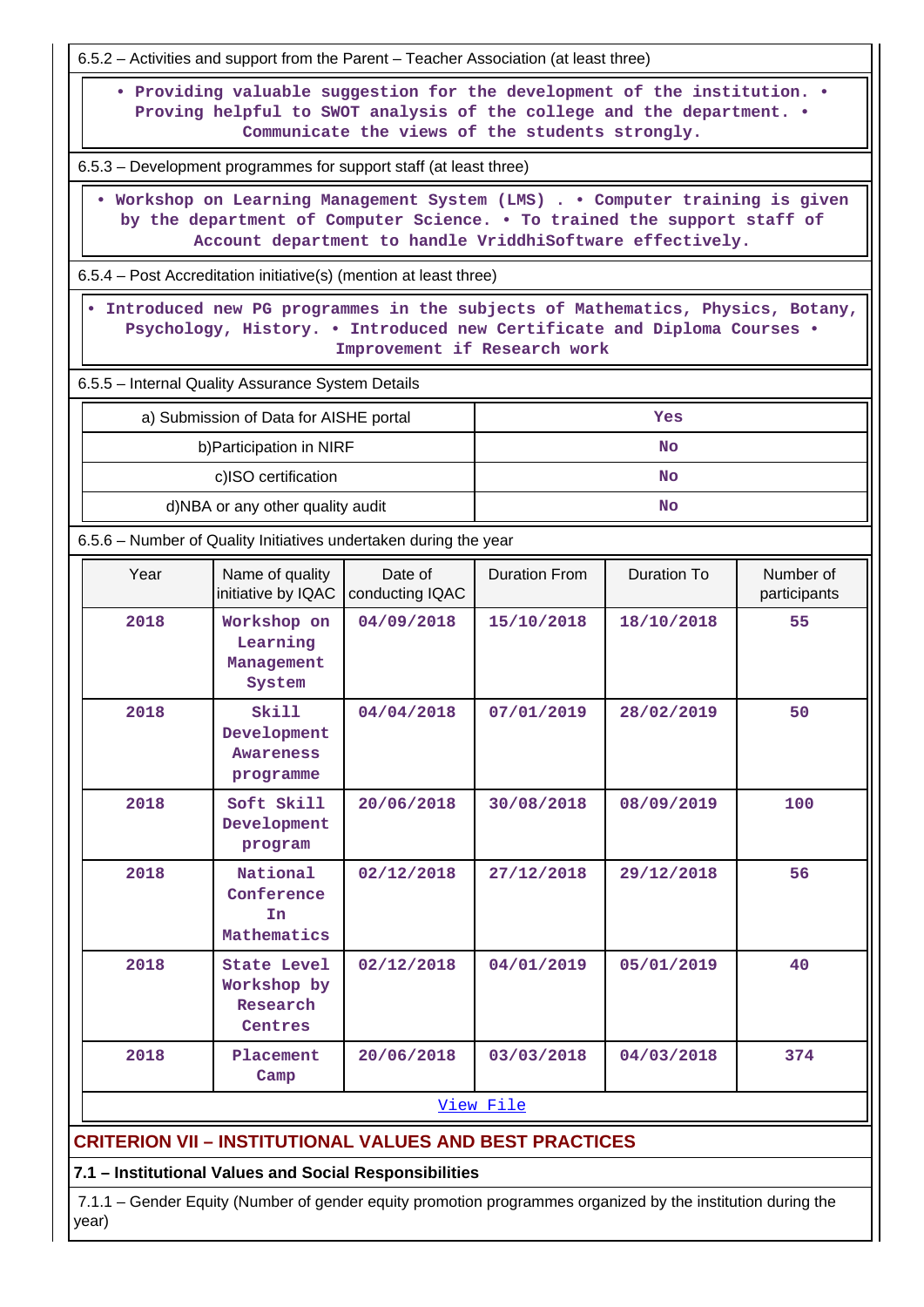6.5.2 – Activities and support from the Parent – Teacher Association (at least three)

• Providing valuable suggestion for the development of the institution. • Proving helpful to SWOT analysis of the college and the department. • Communicate the views of the students strongly.

6.5.3 – Development programmes for support staff (at least three)

• Workshop on Learning Management System (LMS) . • Computer training is given by the department of Computer Science. • To trained the support staff of Account department to handle VriddhiSoftware effectively.

6.5.4 – Post Accreditation initiative(s) (mention at least three)

• Introduced new PG programmes in the subjects of Mathematics, Physics, Botany, Psychology, History. • Introduced new Certificate and Diploma Courses • Improvement if Research work

6.5.5 – Internal Quality Assurance System Details

| | |
|---|---|
| a) Submission of Data for AISHE portal | Yes |
| b)Participation in NIRF | No |
| c)ISO certification | No |
| d)NBA or any other quality audit | No |

6.5.6 – Number of Quality Initiatives undertaken during the year

| Year | Name of quality initiative by IQAC | Date of conducting IQAC | Duration From | Duration To | Number of participants |
|---|---|---|---|---|---|
| 2018 | Workshop on Learning Management System | 04/09/2018 | 15/10/2018 | 18/10/2018 | 55 |
| 2018 | Skill Development Awareness programme | 04/04/2018 | 07/01/2019 | 28/02/2019 | 50 |
| 2018 | Soft Skill Development program | 20/06/2018 | 30/08/2018 | 08/09/2019 | 100 |
| 2018 | National Conference In Mathematics | 02/12/2018 | 27/12/2018 | 29/12/2018 | 56 |
| 2018 | State Level Workshop by Research Centres | 02/12/2018 | 04/01/2019 | 05/01/2019 | 40 |
| 2018 | Placement Camp | 20/06/2018 | 03/03/2018 | 04/03/2018 | 374 |

View File

## CRITERION VII – INSTITUTIONAL VALUES AND BEST PRACTICES

### 7.1 – Institutional Values and Social Responsibilities

7.1.1 – Gender Equity (Number of gender equity promotion programmes organized by the institution during the year)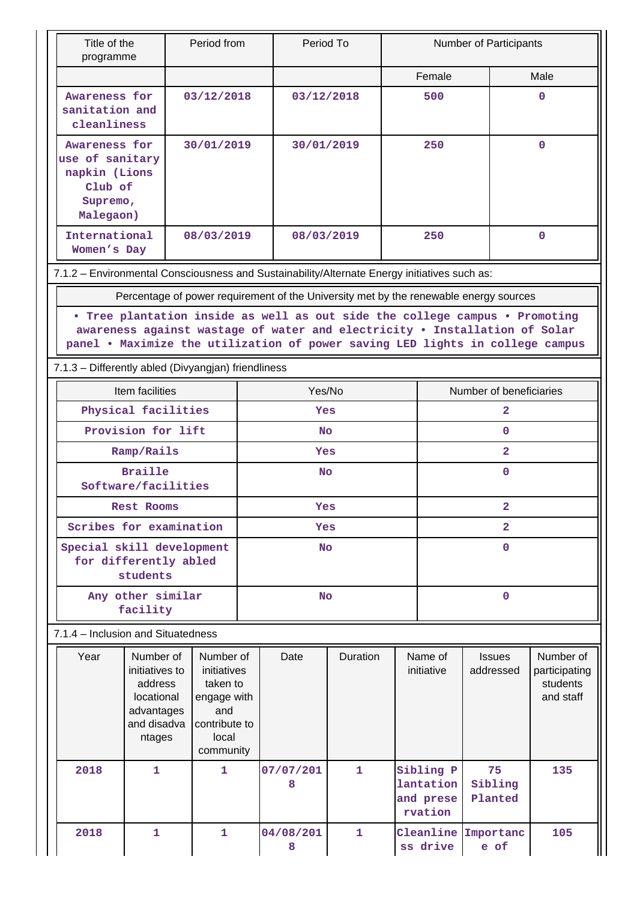| Title of the programme | Period from | Period To | Number of Participants | |
|---|---|---|---|---|
| | | | Female | Male |
| Awareness for sanitation and cleanliness | 03/12/2018 | 03/12/2018 | 500 | 0 |
| Awareness for use of sanitary napkin (Lions Club of Supremo, Malegaon) | 30/01/2019 | 30/01/2019 | 250 | 0 |
| International Women's Day | 08/03/2019 | 08/03/2019 | 250 | 0 |

7.1.2 – Environmental Consciousness and Sustainability/Alternate Energy initiatives such as:

| Percentage of power requirement of the University met by the renewable energy sources |
|---|
| • Tree plantation inside as well as out side the college campus • Promoting awareness against wastage of water and electricity • Installation of Solar panel • Maximize the utilization of power saving LED lights in college campus |

7.1.3 – Differently abled (Divyangjan) friendliness

| Item facilities | Yes/No | Number of beneficiaries |
|---|---|---|
| Physical facilities | Yes | 2 |
| Provision for lift | No | 0 |
| Ramp/Rails | Yes | 2 |
| Braille Software/facilities | No | 0 |
| Rest Rooms | Yes | 2 |
| Scribes for examination | Yes | 2 |
| Special skill development for differently abled students | No | 0 |
| Any other similar facility | No | 0 |

7.1.4 – Inclusion and Situatedness

| Year | Number of initiatives to address locational advantages and disadvantages | Number of initiatives taken to engage with and contribute to local community | Date | Duration | Name of initiative | Issues addressed | Number of participating students and staff |
|---|---|---|---|---|---|---|---|
| 2018 | 1 | 1 | 07/07/2018 | 1 | Sibling Plantation and preservation | 75 Sibling Planted | 135 |
| 2018 | 1 | 1 | 04/08/2018 | 1 | Cleanliness drive | Importance of | 105 |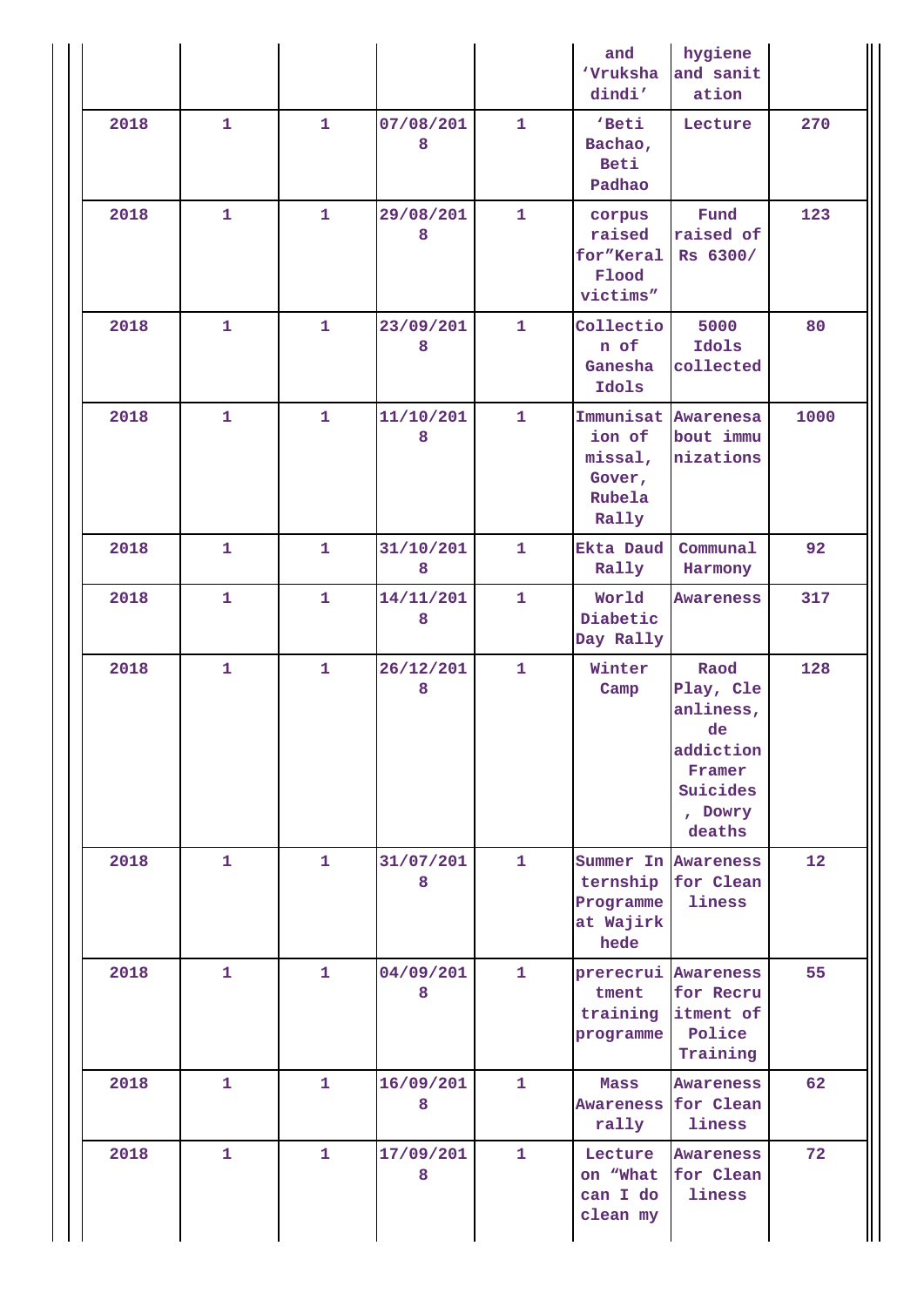| | | | | | | | |
|---|---|---|---|---|---|---|---|
| | | | | | and 'Vruksha dindi' | hygiene and sanitation | |
| 2018 | 1 | 1 | 07/08/2018 | 1 | 'Beti Bachao, Beti Padhao | Lecture | 270 |
| 2018 | 1 | 1 | 29/08/2018 | 1 | corpus raised for"Keral Flood victims" | Fund raised of Rs 6300/ | 123 |
| 2018 | 1 | 1 | 23/09/2018 | 1 | Collection of Ganesha Idols | 5000 Idols collected | 80 |
| 2018 | 1 | 1 | 11/10/2018 | 1 | Immunisation of missal, Gover, Rubela Rally | Awarenesa bout immunizations | 1000 |
| 2018 | 1 | 1 | 31/10/2018 | 1 | Ekta Daud Rally | Communal Harmony | 92 |
| 2018 | 1 | 1 | 14/11/2018 | 1 | World Diabetic Day Rally | Awareness | 317 |
| 2018 | 1 | 1 | 26/12/2018 | 1 | Winter Camp | Raod Play, Cleanliness, de addiction Framer Suicides , Dowry deaths | 128 |
| 2018 | 1 | 1 | 31/07/2018 | 1 | Summer Internship Programme at Wajirkhede | Awareness for Cleanliness | 12 |
| 2018 | 1 | 1 | 04/09/2018 | 1 | prerecruitment training programme | Awareness for Recruitment of Police Training | 55 |
| 2018 | 1 | 1 | 16/09/2018 | 1 | Mass Awareness rally | Awareness for Cleanliness | 62 |
| 2018 | 1 | 1 | 17/09/2018 | 1 | Lecture on "What can I do clean my | Awareness for Cleanliness | 72 |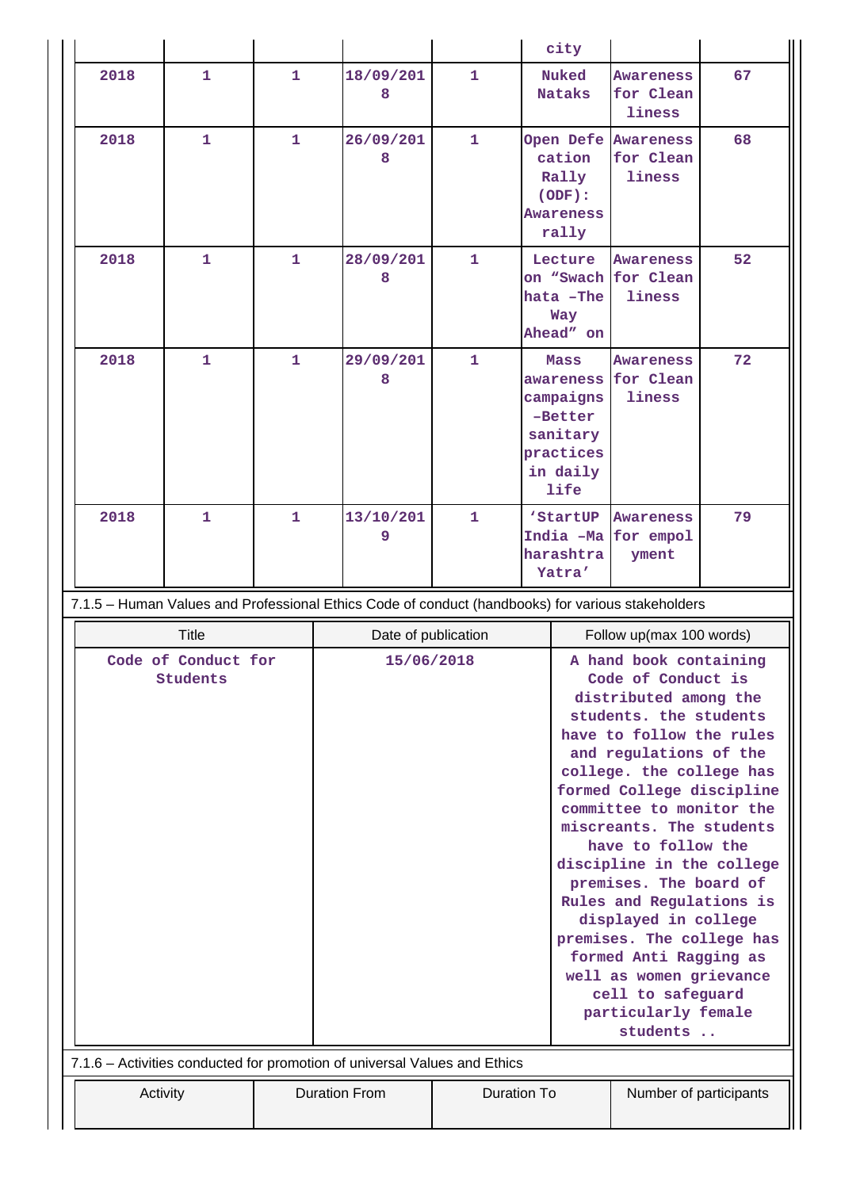| | | | | | city | | |
|---|---|---|---|---|---|---|---|
| 2018 | 1 | 1 | 18/09/2018 | 1 | Nuked Nataks | Awareness for Cleanliness | 67 |
| 2018 | 1 | 1 | 26/09/2018 | 1 | Open Defecation Rally (ODF): Awareness rally | Awareness for Cleanliness | 68 |
| 2018 | 1 | 1 | 28/09/2018 | 1 | Lecture on "Swachhata –The Way Ahead" on | Awareness for Cleanliness | 52 |
| 2018 | 1 | 1 | 29/09/2018 | 1 | Mass awareness campaigns –Better sanitary practices in daily life | Awareness for Cleanliness | 72 |
| 2018 | 1 | 1 | 13/10/2019 | 1 | 'StartUP India –Maharashtra Yatra' | Awareness for empolyment | 79 |

7.1.5 – Human Values and Professional Ethics Code of conduct (handbooks) for various stakeholders

| Title | Date of publication | Follow up(max 100 words) |
|---|---|---|
| Code of Conduct for Students | 15/06/2018 | A hand book containing Code of Conduct is distributed among the students. the students have to follow the rules and regulations of the college. the college has formed College discipline committee to monitor the miscreants. The students have to follow the discipline in the college premises. The board of Rules and Regulations is displayed in college premises. The college has formed Anti Ragging as well as women grievance cell to safeguard particularly female students .. |

7.1.6 – Activities conducted for promotion of universal Values and Ethics

| Activity | Duration From | Duration To | Number of participants |
|---|---|---|---|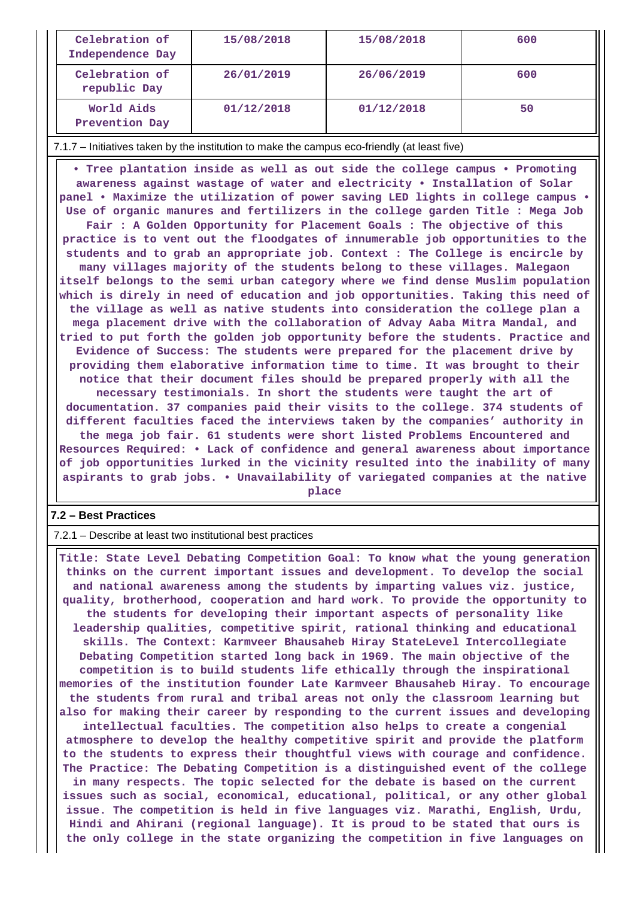| Celebration of Independence Day | 15/08/2018 | 15/08/2018 | 600 |
|---|---|---|---|
| Celebration of republic Day | 26/01/2019 | 26/06/2019 | 600 |
| World Aids Prevention Day | 01/12/2018 | 01/12/2018 | 50 |

7.1.7 – Initiatives taken by the institution to make the campus eco-friendly (at least five)

• Tree plantation inside as well as out side the college campus • Promoting awareness against wastage of water and electricity • Installation of Solar panel • Maximize the utilization of power saving LED lights in college campus • Use of organic manures and fertilizers in the college garden Title : Mega Job Fair : A Golden Opportunity for Placement Goals : The objective of this practice is to vent out the floodgates of innumerable job opportunities to the students and to grab an appropriate job. Context : The College is encircle by many villages majority of the students belong to these villages. Malegaon itself belongs to the semi urban category where we find dense Muslim population which is direly in need of education and job opportunities. Taking this need of the village as well as native students into consideration the college plan a mega placement drive with the collaboration of Advay Aaba Mitra Mandal, and tried to put forth the golden job opportunity before the students. Practice and Evidence of Success: The students were prepared for the placement drive by providing them elaborative information time to time. It was brought to their notice that their document files should be prepared properly with all the necessary testimonials. In short the students were taught the art of documentation. 37 companies paid their visits to the college. 374 students of different faculties faced the interviews taken by the companies' authority in the mega job fair. 61 students were short listed Problems Encountered and Resources Required: • Lack of confidence and general awareness about importance of job opportunities lurked in the vicinity resulted into the inability of many aspirants to grab jobs. • Unavailability of variegated companies at the native place

## 7.2 – Best Practices

7.2.1 – Describe at least two institutional best practices

Title: State Level Debating Competition Goal: To know what the young generation thinks on the current important issues and development. To develop the social and national awareness among the students by imparting values viz. justice, quality, brotherhood, cooperation and hard work. To provide the opportunity to the students for developing their important aspects of personality like leadership qualities, competitive spirit, rational thinking and educational skills. The Context: Karmveer Bhausaheb Hiray StateLevel Intercollegiate Debating Competition started long back in 1969. The main objective of the competition is to build students life ethically through the inspirational memories of the institution founder Late Karmveer Bhausaheb Hiray. To encourage the students from rural and tribal areas not only the classroom learning but also for making their career by responding to the current issues and developing intellectual faculties. The competition also helps to create a congenial atmosphere to develop the healthy competitive spirit and provide the platform to the students to express their thoughtful views with courage and confidence. The Practice: The Debating Competition is a distinguished event of the college in many respects. The topic selected for the debate is based on the current issues such as social, economical, educational, political, or any other global issue. The competition is held in five languages viz. Marathi, English, Urdu, Hindi and Ahirani (regional language). It is proud to be stated that ours is the only college in the state organizing the competition in five languages on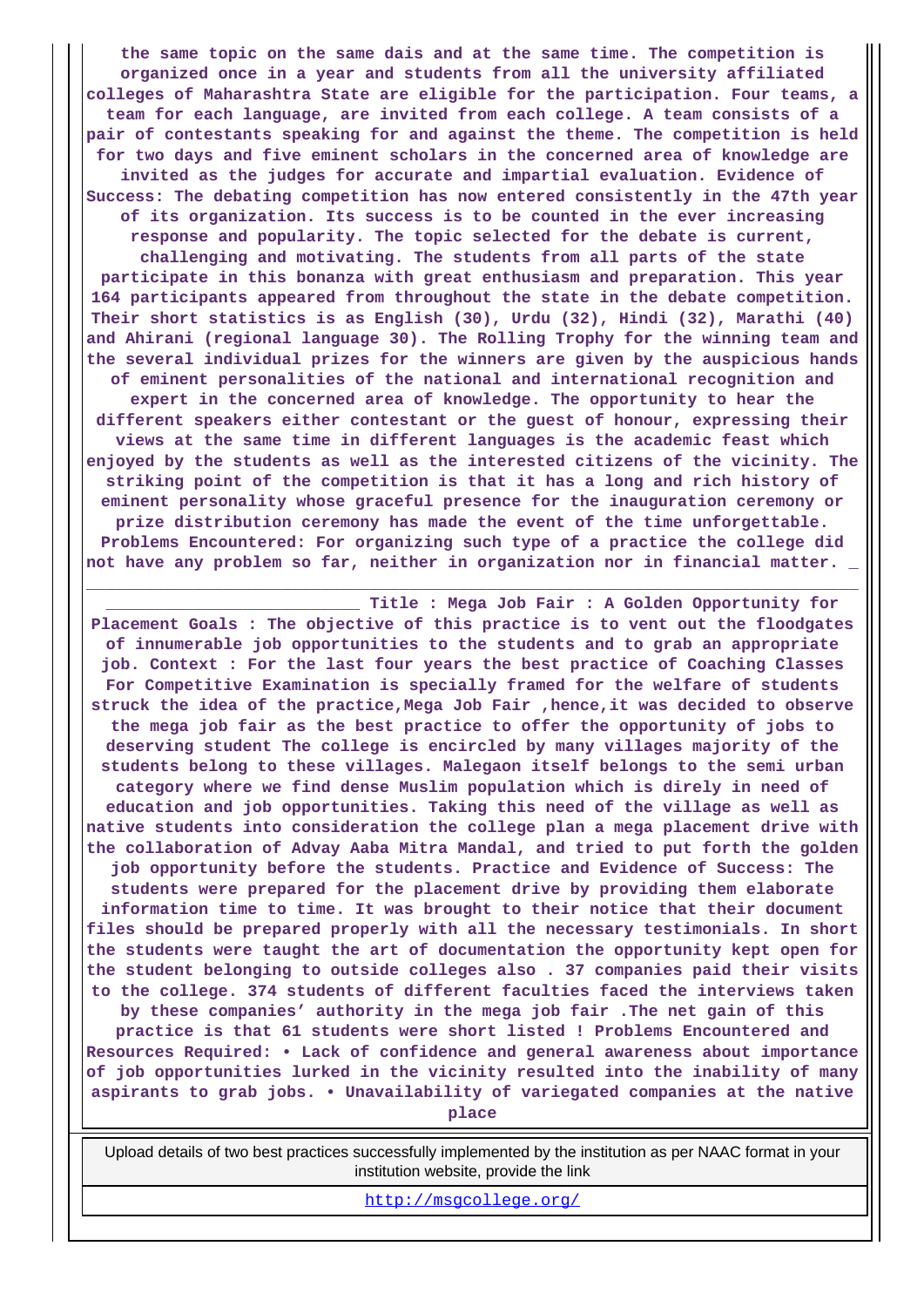the same topic on the same dais and at the same time. The competition is organized once in a year and students from all the university affiliated colleges of Maharashtra State are eligible for the participation. Four teams, a team for each language, are invited from each college. A team consists of a pair of contestants speaking for and against the theme. The competition is held for two days and five eminent scholars in the concerned area of knowledge are invited as the judges for accurate and impartial evaluation. Evidence of Success: The debating competition has now entered consistently in the 47th year of its organization. Its success is to be counted in the ever increasing response and popularity. The topic selected for the debate is current, challenging and motivating. The students from all parts of the state participate in this bonanza with great enthusiasm and preparation. This year 164 participants appeared from throughout the state in the debate competition. Their short statistics is as English (30), Urdu (32), Hindi (32), Marathi (40) and Ahirani (regional language 30). The Rolling Trophy for the winning team and the several individual prizes for the winners are given by the auspicious hands of eminent personalities of the national and international recognition and expert in the concerned area of knowledge. The opportunity to hear the different speakers either contestant or the guest of honour, expressing their views at the same time in different languages is the academic feast which enjoyed by the students as well as the interested citizens of the vicinity. The striking point of the competition is that it has a long and rich history of eminent personality whose graceful presence for the inauguration ceremony or prize distribution ceremony has made the event of the time unforgettable. Problems Encountered: For organizing such type of a practice the college did not have any problem so far, neither in organization nor in financial matter. ___________________________ Title : Mega Job Fair : A Golden Opportunity for Placement Goals : The objective of this practice is to vent out the floodgates of innumerable job opportunities to the students and to grab an appropriate job. Context : For the last four years the best practice of Coaching Classes For Competitive Examination is specially framed for the welfare of students struck the idea of the practice,Mega Job Fair ,hence,it was decided to observe the mega job fair as the best practice to offer the opportunity of jobs to deserving student The college is encircled by many villages majority of the students belong to these villages. Malegaon itself belongs to the semi urban category where we find dense Muslim population which is direly in need of education and job opportunities. Taking this need of the village as well as native students into consideration the college plan a mega placement drive with the collaboration of Advay Aaba Mitra Mandal, and tried to put forth the golden job opportunity before the students. Practice and Evidence of Success: The students were prepared for the placement drive by providing them elaborate information time to time. It was brought to their notice that their document files should be prepared properly with all the necessary testimonials. In short the students were taught the art of documentation the opportunity kept open for the student belonging to outside colleges also . 37 companies paid their visits to the college. 374 students of different faculties faced the interviews taken by these companies' authority in the mega job fair .The net gain of this practice is that 61 students were short listed ! Problems Encountered and Resources Required: • Lack of confidence and general awareness about importance of job opportunities lurked in the vicinity resulted into the inability of many aspirants to grab jobs. • Unavailability of variegated companies at the native place

| Upload details of two best practices successfully implemented by the institution as per NAAC format in your institution website, provide the link |
|---|
| http://msgcollege.org/ |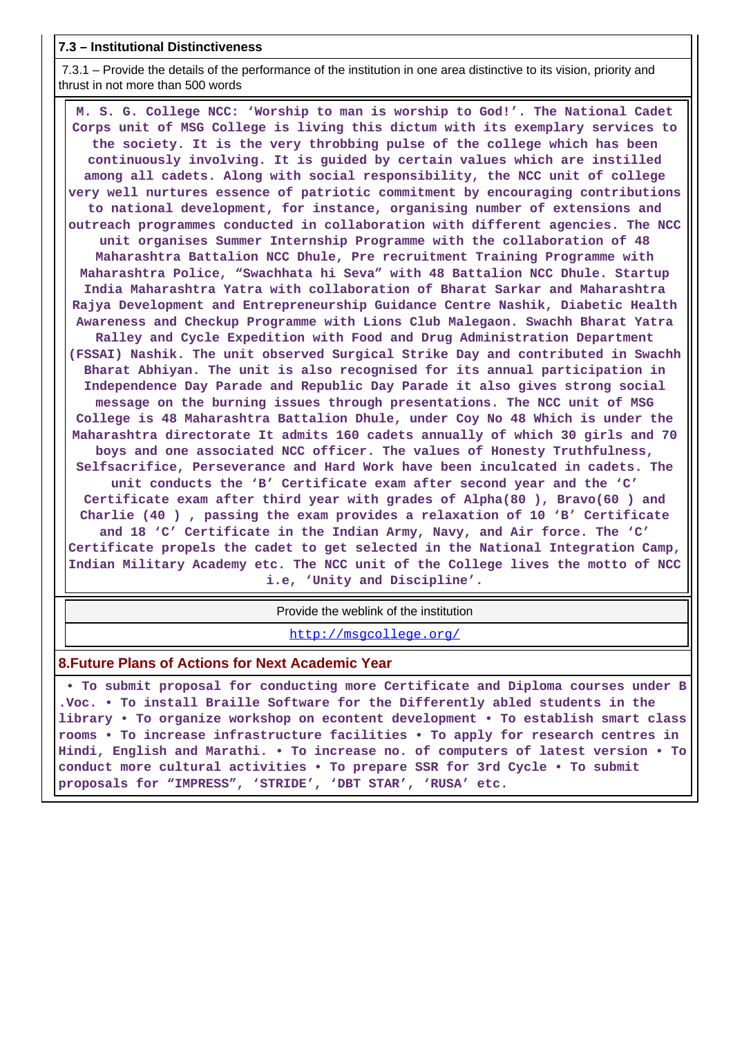**7.3 – Institutional Distinctiveness**

7.3.1 – Provide the details of the performance of the institution in one area distinctive to its vision, priority and thrust in not more than 500 words

**M. S. G. College NCC: 'Worship to man is worship to God!'. The National Cadet Corps unit of MSG College is living this dictum with its exemplary services to the society. It is the very throbbing pulse of the college which has been continuously involving. It is guided by certain values which are instilled among all cadets. Along with social responsibility, the NCC unit of college very well nurtures essence of patriotic commitment by encouraging contributions to national development, for instance, organising number of extensions and outreach programmes conducted in collaboration with different agencies. The NCC unit organises Summer Internship Programme with the collaboration of 48 Maharashtra Battalion NCC Dhule, Pre recruitment Training Programme with Maharashtra Police, "Swachhata hi Seva" with 48 Battalion NCC Dhule. Startup India Maharashtra Yatra with collaboration of Bharat Sarkar and Maharashtra Rajya Development and Entrepreneurship Guidance Centre Nashik, Diabetic Health Awareness and Checkup Programme with Lions Club Malegaon. Swachh Bharat Yatra Ralley and Cycle Expedition with Food and Drug Administration Department (FSSAI) Nashik. The unit observed Surgical Strike Day and contributed in Swachh Bharat Abhiyan. The unit is also recognised for its annual participation in Independence Day Parade and Republic Day Parade it also gives strong social message on the burning issues through presentations. The NCC unit of MSG College is 48 Maharashtra Battalion Dhule, under Coy No 48 Which is under the Maharashtra directorate It admits 160 cadets annually of which 30 girls and 70 boys and one associated NCC officer. The values of Honesty Truthfulness, Selfsacrifice, Perseverance and Hard Work have been inculcated in cadets. The unit conducts the 'B' Certificate exam after second year and the 'C' Certificate exam after third year with grades of Alpha(80 ), Bravo(60 ) and Charlie (40 ) , passing the exam provides a relaxation of 10 'B' Certificate and 18 'C' Certificate in the Indian Army, Navy, and Air force. The 'C' Certificate propels the cadet to get selected in the National Integration Camp, Indian Military Academy etc. The NCC unit of the College lives the motto of NCC i.e, 'Unity and Discipline'.**

| Provide the weblink of the institution |
|---|
| http://msgcollege.org/ |

## 8.Future Plans of Actions for Next Academic Year

**• To submit proposal for conducting more Certificate and Diploma courses under B .Voc. • To install Braille Software for the Differently abled students in the library • To organize workshop on econtent development • To establish smart class rooms • To increase infrastructure facilities • To apply for research centres in Hindi, English and Marathi. • To increase no. of computers of latest version • To conduct more cultural activities • To prepare SSR for 3rd Cycle • To submit proposals for "IMPRESS", 'STRIDE', 'DBT STAR', 'RUSA' etc.**